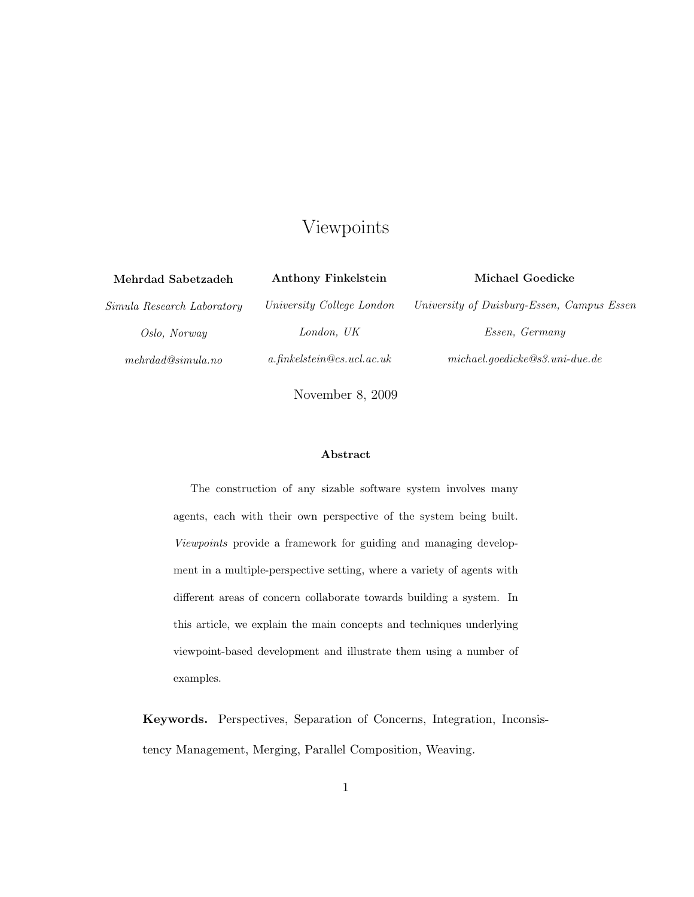# Viewpoints

**Mehrdad Sabetzadeh**

*Simula Research Laboratory*

*Oslo, Norway*

*mehrdad@simula.no*

**Anthony Finkelstein**

*University College London*

*London, UK*

*a.finkelstein@cs.ucl.ac.uk*

**Michael Goedicke**

*University of Duisburg-Essen, Campus Essen*

*Essen, Germany*

*michael.goedicke@s3.uni-due.de*

November 8, 2009

### Abstract

The construction of any sizable software system involves many agents, each with their own perspective of the system being built. *Viewpoints* provide a framework for guiding and managing development in a multiple-perspective setting, where a variety of agents with different areas of concern collaborate towards building a system. In this article, we explain the main concepts and techniques underlying viewpoint-based development and illustrate them using a number of examples.

**Keywords.** Perspectives, Separation of Concerns, Integration, Inconsistency Management, Merging, Parallel Composition, Weaving.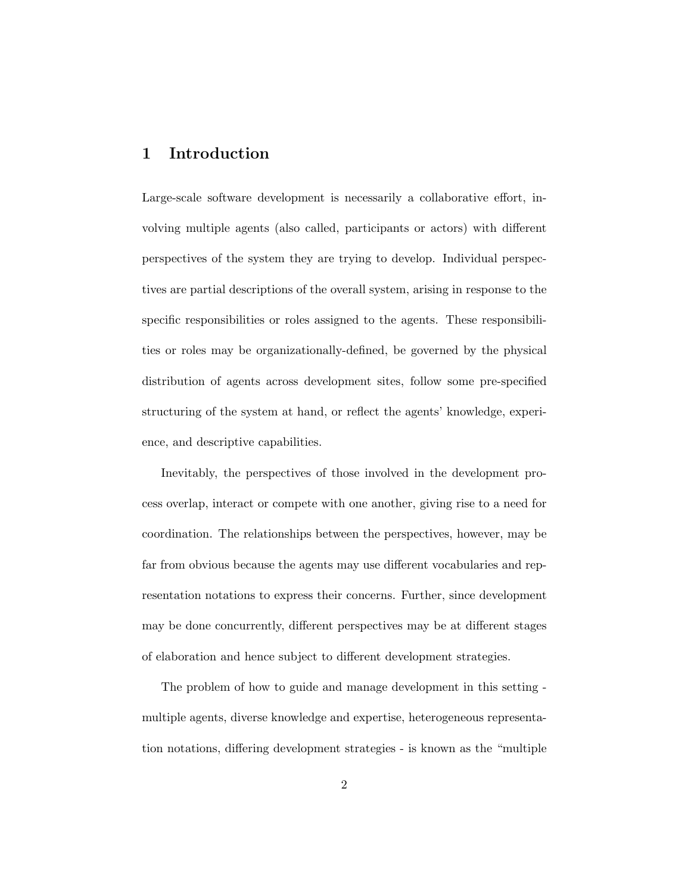# 1 Introduction

Large-scale software development is necessarily a collaborative effort, involving multiple agents (also called, participants or actors) with different perspectives of the system they are trying to develop. Individual perspectives are partial descriptions of the overall system, arising in response to the specific responsibilities or roles assigned to the agents. These responsibilities or roles may be organizationally-defined, be governed by the physical distribution of agents across development sites, follow some pre-specified structuring of the system at hand, or reflect the agents' knowledge, experience, and descriptive capabilities.

Inevitably, the perspectives of those involved in the development process overlap, interact or compete with one another, giving rise to a need for coordination. The relationships between the perspectives, however, may be far from obvious because the agents may use different vocabularies and representation notations to express their concerns. Further, since development may be done concurrently, different perspectives may be at different stages of elaboration and hence subject to different development strategies.

The problem of how to guide and manage development in this setting - multiple agents, diverse knowledge and expertise, heterogeneous representation notations, differing development strategies - is known as the "multiple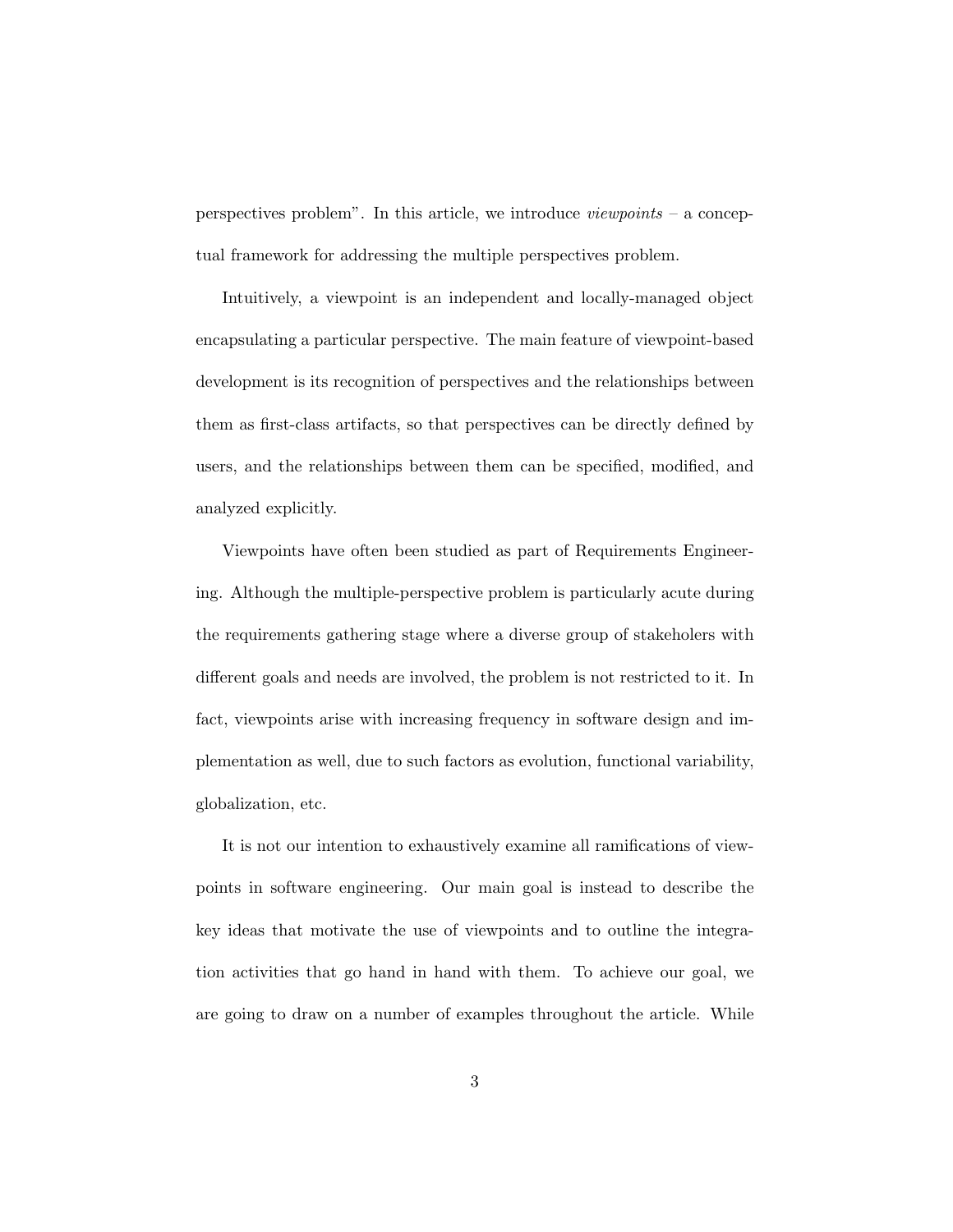perspectives problem". In this article, we introduce *viewpoints* – a conceptual framework for addressing the multiple perspectives problem.

Intuitively, a viewpoint is an independent and locally-managed object encapsulating a particular perspective. The main feature of viewpoint-based development is its recognition of perspectives and the relationships between them as first-class artifacts, so that perspectives can be directly defined by users, and the relationships between them can be specified, modified, and analyzed explicitly.

Viewpoints have often been studied as part of Requirements Engineering. Although the multiple-perspective problem is particularly acute during the requirements gathering stage where a diverse group of stakeholers with different goals and needs are involved, the problem is not restricted to it. In fact, viewpoints arise with increasing frequency in software design and implementation as well, due to such factors as evolution, functional variability, globalization, etc.

It is not our intention to exhaustively examine all ramifications of viewpoints in software engineering. Our main goal is instead to describe the key ideas that motivate the use of viewpoints and to outline the integration activities that go hand in hand with them. To achieve our goal, we are going to draw on a number of examples throughout the article. While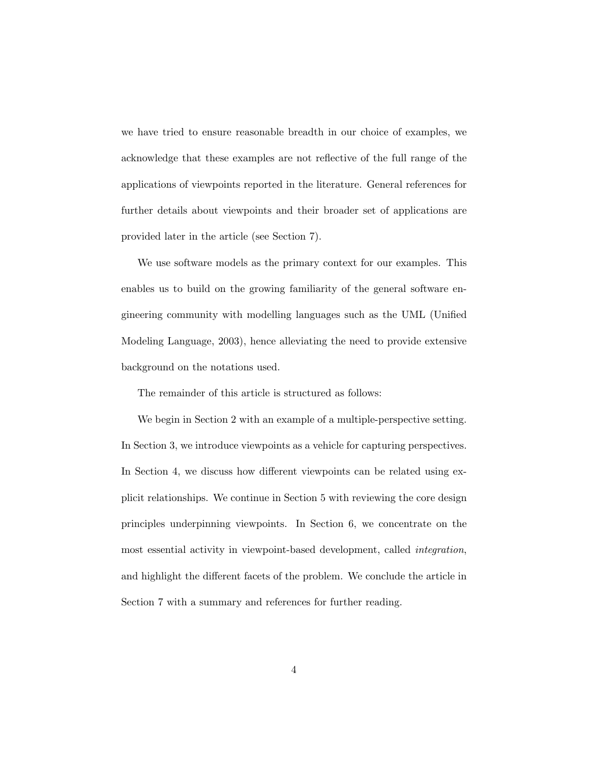we have tried to ensure reasonable breadth in our choice of examples, we acknowledge that these examples are not reflective of the full range of the applications of viewpoints reported in the literature. General references for further details about viewpoints and their broader set of applications are provided later in the article (see Section 7).

We use software models as the primary context for our examples. This enables us to build on the growing familiarity of the general software engineering community with modelling languages such as the UML (Unified Modeling Language, 2003), hence alleviating the need to provide extensive background on the notations used.

The remainder of this article is structured as follows:

We begin in Section 2 with an example of a multiple-perspective setting. In Section 3, we introduce viewpoints as a vehicle for capturing perspectives. In Section 4, we discuss how different viewpoints can be related using explicit relationships. We continue in Section 5 with reviewing the core design principles underpinning viewpoints. In Section 6, we concentrate on the most essential activity in viewpoint-based development, called *integration*, and highlight the different facets of the problem. We conclude the article in Section 7 with a summary and references for further reading.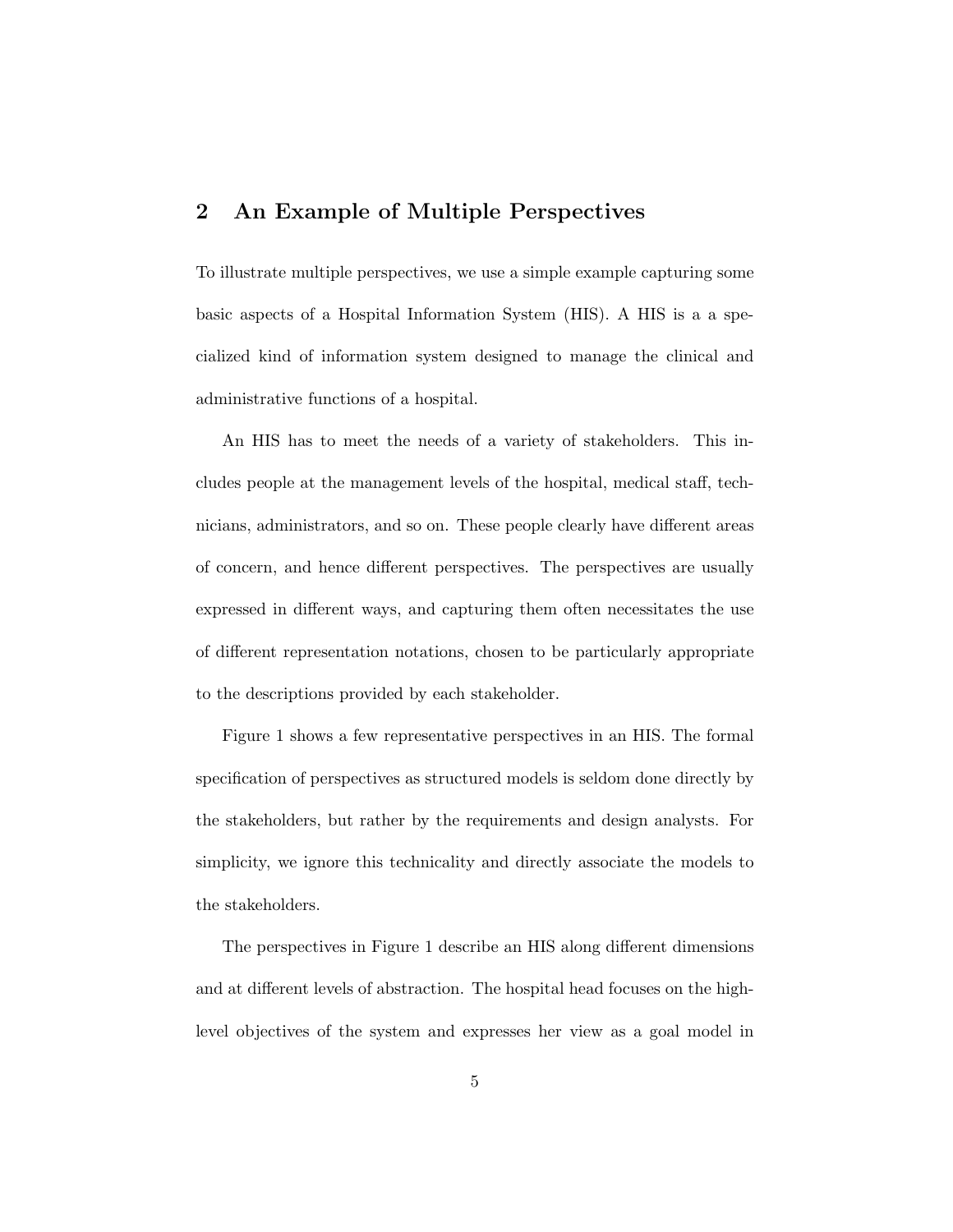## 2 An Example of Multiple Perspectives

To illustrate multiple perspectives, we use a simple example capturing some basic aspects of a Hospital Information System (HIS). A HIS is a a specialized kind of information system designed to manage the clinical and administrative functions of a hospital.

An HIS has to meet the needs of a variety of stakeholders. This includes people at the management levels of the hospital, medical staff, technicians, administrators, and so on. These people clearly have different areas of concern, and hence different perspectives. The perspectives are usually expressed in different ways, and capturing them often necessitates the use of different representation notations, chosen to be particularly appropriate to the descriptions provided by each stakeholder.

Figure 1 shows a few representative perspectives in an HIS. The formal specification of perspectives as structured models is seldom done directly by the stakeholders, but rather by the requirements and design analysts. For simplicity, we ignore this technicality and directly associate the models to the stakeholders.

The perspectives in Figure 1 describe an HIS along different dimensions and at different levels of abstraction. The hospital head focuses on the high-level objectives of the system and expresses her view as a goal model in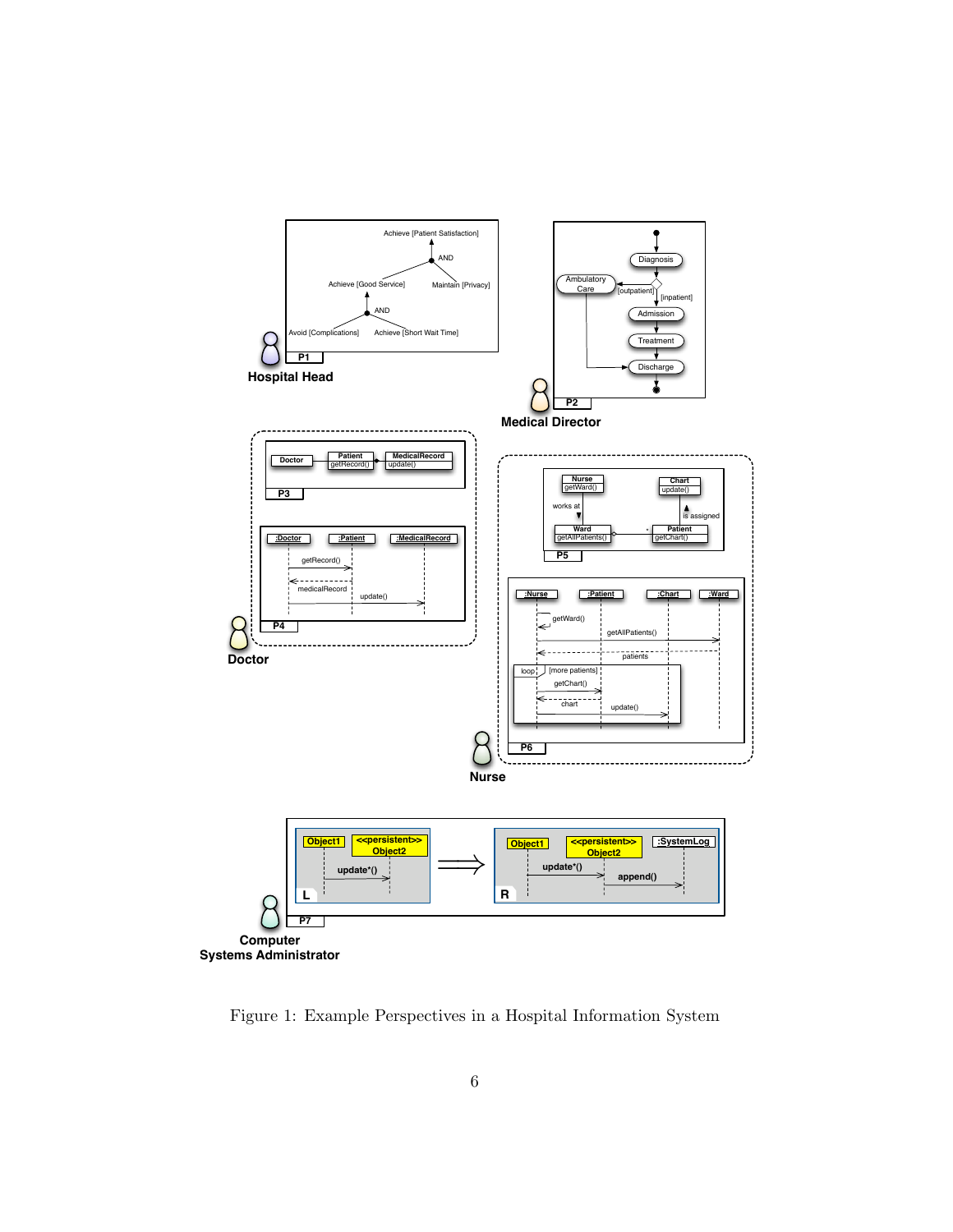Figure 1: Example Perspectives in a Hospital Information System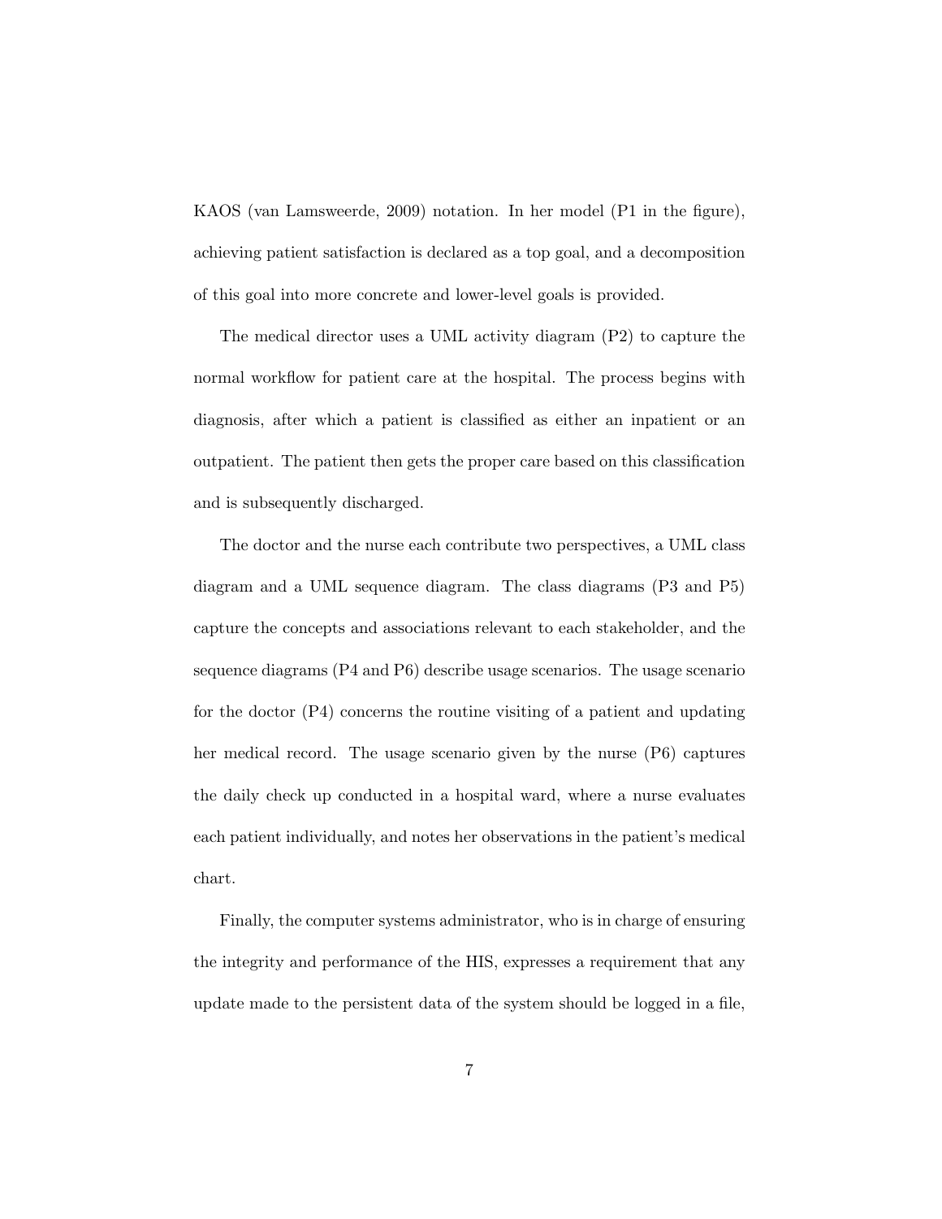KAOS (van Lamsweerde, 2009) notation. In her model (P1 in the figure), achieving patient satisfaction is declared as a top goal, and a decomposition of this goal into more concrete and lower-level goals is provided.

The medical director uses a UML activity diagram (P2) to capture the normal workflow for patient care at the hospital. The process begins with diagnosis, after which a patient is classified as either an inpatient or an outpatient. The patient then gets the proper care based on this classification and is subsequently discharged.

The doctor and the nurse each contribute two perspectives, a UML class diagram and a UML sequence diagram. The class diagrams (P3 and P5) capture the concepts and associations relevant to each stakeholder, and the sequence diagrams (P4 and P6) describe usage scenarios. The usage scenario for the doctor (P4) concerns the routine visiting of a patient and updating her medical record. The usage scenario given by the nurse (P6) captures the daily check up conducted in a hospital ward, where a nurse evaluates each patient individually, and notes her observations in the patient's medical chart.

Finally, the computer systems administrator, who is in charge of ensuring the integrity and performance of the HIS, expresses a requirement that any update made to the persistent data of the system should be logged in a file,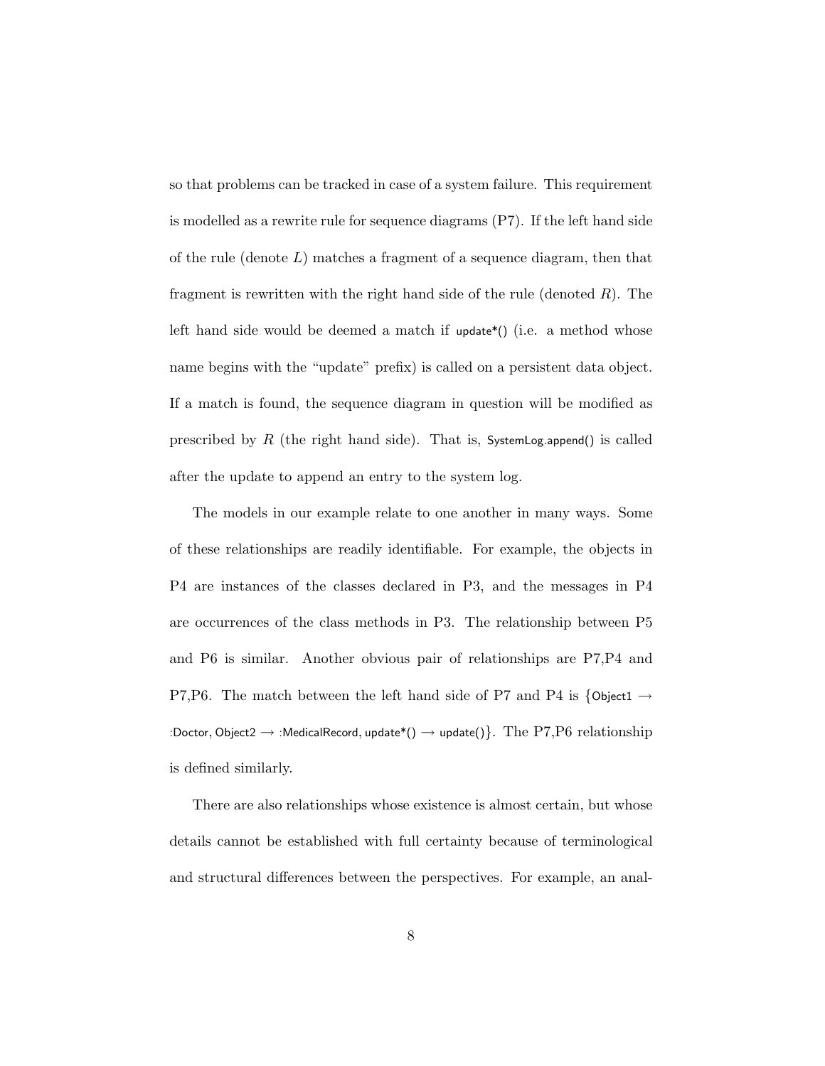so that problems can be tracked in case of a system failure. This requirement is modelled as a rewrite rule for sequence diagrams (P7). If the left hand side of the rule (denote $L$) matches a fragment of a sequence diagram, then that fragment is rewritten with the right hand side of the rule (denoted $R$). The left hand side would be deemed a match if update*() (i.e. a method whose name begins with the "update" prefix) is called on a persistent data object. If a match is found, the sequence diagram in question will be modified as prescribed by $R$ (the right hand side). That is, SystemLog.append() is called after the update to append an entry to the system log.

The models in our example relate to one another in many ways. Some of these relationships are readily identifiable. For example, the objects in P4 are instances of the classes declared in P3, and the messages in P4 are occurrences of the class methods in P3. The relationship between P5 and P6 is similar. Another obvious pair of relationships are P7,P4 and P7,P6. The match between the left hand side of P7 and P4 is {Object1 $\rightarrow$ :Doctor, Object2 $\rightarrow$ :MedicalRecord, update*() $\rightarrow$ update()}. The P7,P6 relationship is defined similarly.

There are also relationships whose existence is almost certain, but whose details cannot be established with full certainty because of terminological and structural differences between the perspectives. For example, an anal-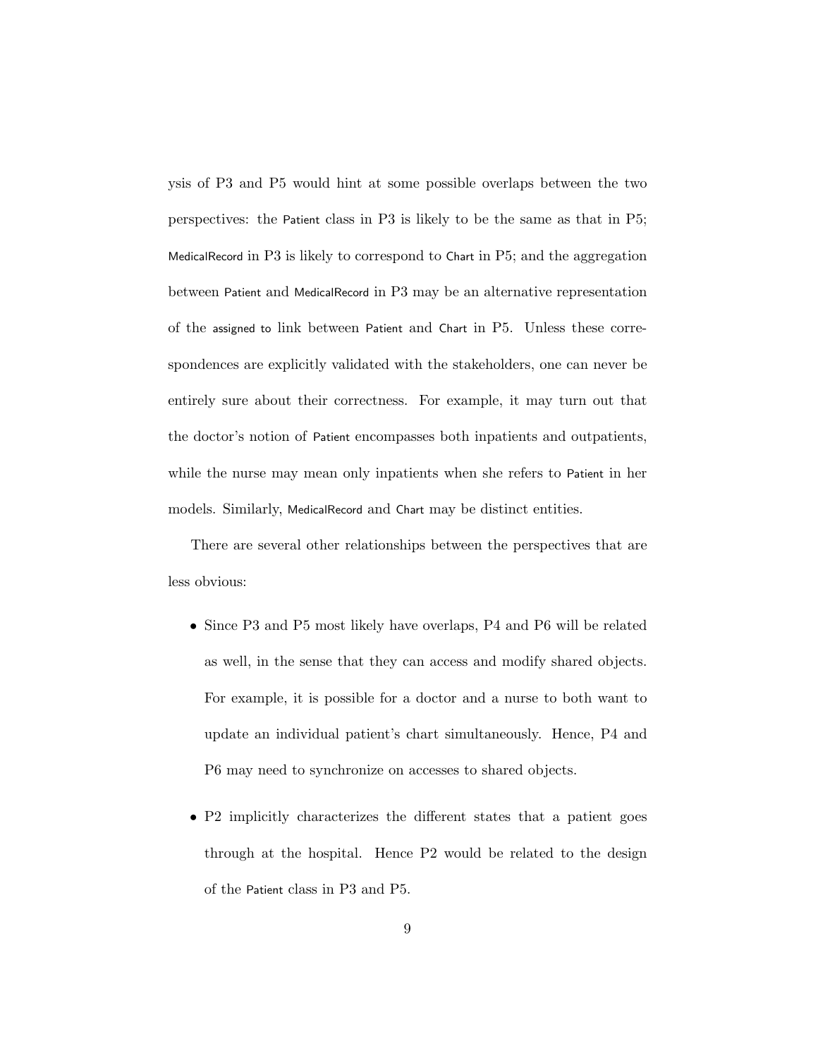ysis of P3 and P5 would hint at some possible overlaps between the two perspectives: the Patient class in P3 is likely to be the same as that in P5; MedicalRecord in P3 is likely to correspond to Chart in P5; and the aggregation between Patient and MedicalRecord in P3 may be an alternative representation of the assigned to link between Patient and Chart in P5. Unless these correspondences are explicitly validated with the stakeholders, one can never be entirely sure about their correctness. For example, it may turn out that the doctor's notion of Patient encompasses both inpatients and outpatients, while the nurse may mean only inpatients when she refers to Patient in her models. Similarly, MedicalRecord and Chart may be distinct entities.

There are several other relationships between the perspectives that are less obvious:

- Since P3 and P5 most likely have overlaps, P4 and P6 will be related as well, in the sense that they can access and modify shared objects. For example, it is possible for a doctor and a nurse to both want to update an individual patient's chart simultaneously. Hence, P4 and P6 may need to synchronize on accesses to shared objects.

- P2 implicitly characterizes the different states that a patient goes through at the hospital. Hence P2 would be related to the design of the Patient class in P3 and P5.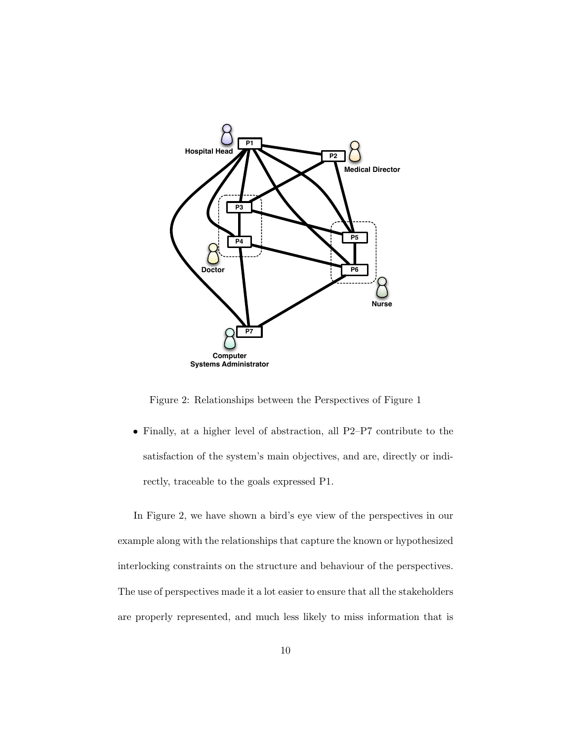Figure 2: Relationships between the Perspectives of Figure 1

- Finally, at a higher level of abstraction, all P2–P7 contribute to the satisfaction of the system's main objectives, and are, directly or indirectly, traceable to the goals expressed P1.

In Figure 2, we have shown a bird's eye view of the perspectives in our example along with the relationships that capture the known or hypothesized interlocking constraints on the structure and behaviour of the perspectives. The use of perspectives made it a lot easier to ensure that all the stakeholders are properly represented, and much less likely to miss information that is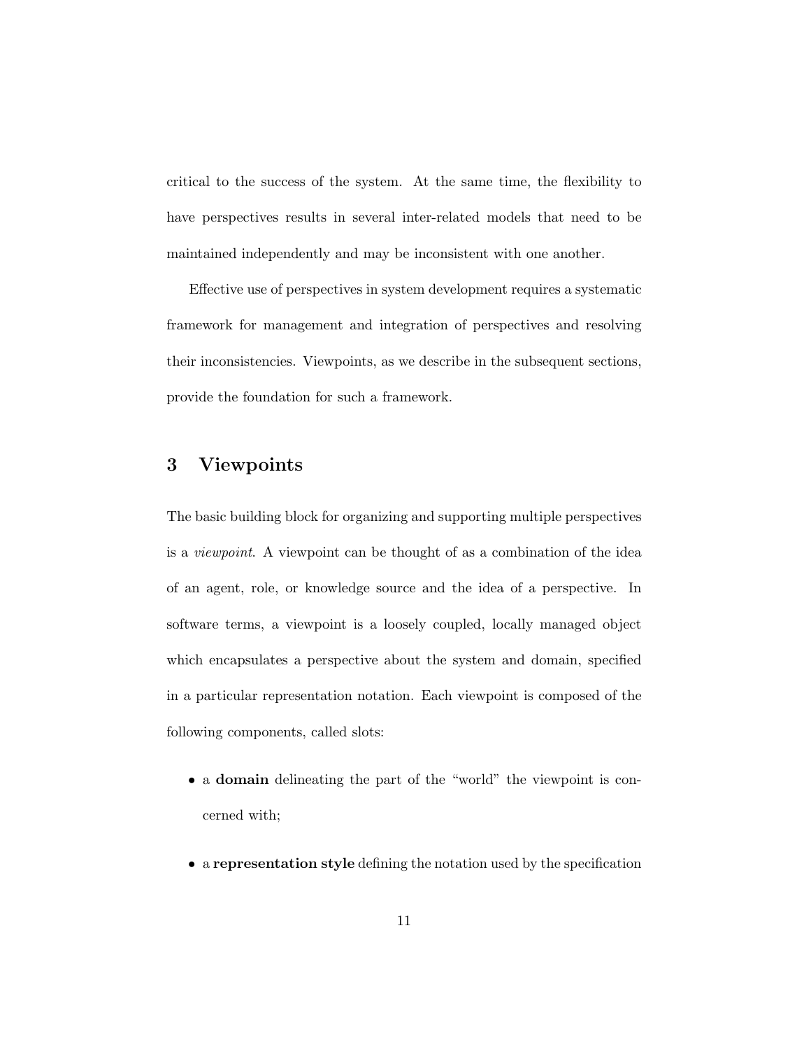critical to the success of the system. At the same time, the flexibility to have perspectives results in several inter-related models that need to be maintained independently and may be inconsistent with one another.

Effective use of perspectives in system development requires a systematic framework for management and integration of perspectives and resolving their inconsistencies. Viewpoints, as we describe in the subsequent sections, provide the foundation for such a framework.

## 3 Viewpoints

The basic building block for organizing and supporting multiple perspectives is a *viewpoint*. A viewpoint can be thought of as a combination of the idea of an agent, role, or knowledge source and the idea of a perspective. In software terms, a viewpoint is a loosely coupled, locally managed object which encapsulates a perspective about the system and domain, specified in a particular representation notation. Each viewpoint is composed of the following components, called slots:

- a **domain** delineating the part of the "world" the viewpoint is concerned with;
- a **representation style** defining the notation used by the specification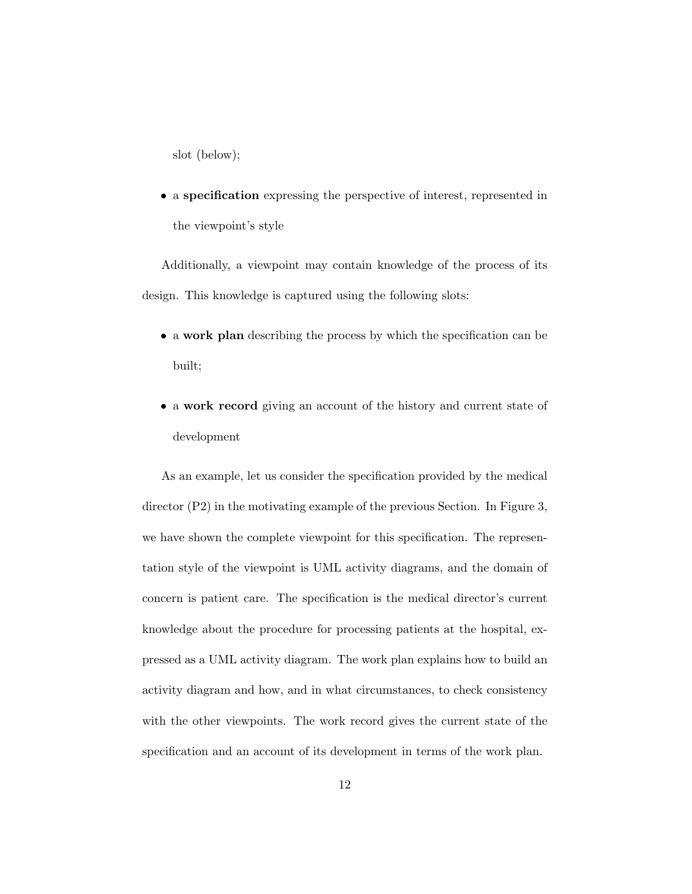slot (below);

- a **specification** expressing the perspective of interest, represented in the viewpoint's style

Additionally, a viewpoint may contain knowledge of the process of its design. This knowledge is captured using the following slots:

- a **work plan** describing the process by which the specification can be built;
- a **work record** giving an account of the history and current state of development

As an example, let us consider the specification provided by the medical director (P2) in the motivating example of the previous Section. In Figure 3, we have shown the complete viewpoint for this specification. The representation style of the viewpoint is UML activity diagrams, and the domain of concern is patient care. The specification is the medical director's current knowledge about the procedure for processing patients at the hospital, expressed as a UML activity diagram. The work plan explains how to build an activity diagram and how, and in what circumstances, to check consistency with the other viewpoints. The work record gives the current state of the specification and an account of its development in terms of the work plan.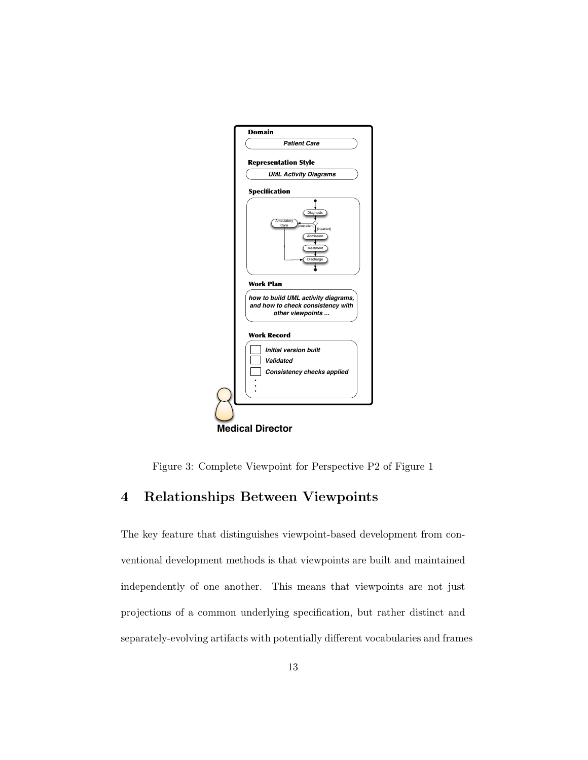Figure 3: Complete Viewpoint for Perspective P2 of Figure 1

## 4 Relationships Between Viewpoints

The key feature that distinguishes viewpoint-based development from conventional development methods is that viewpoints are built and maintained independently of one another. This means that viewpoints are not just projections of a common underlying specification, but rather distinct and separately-evolving artifacts with potentially different vocabularies and frames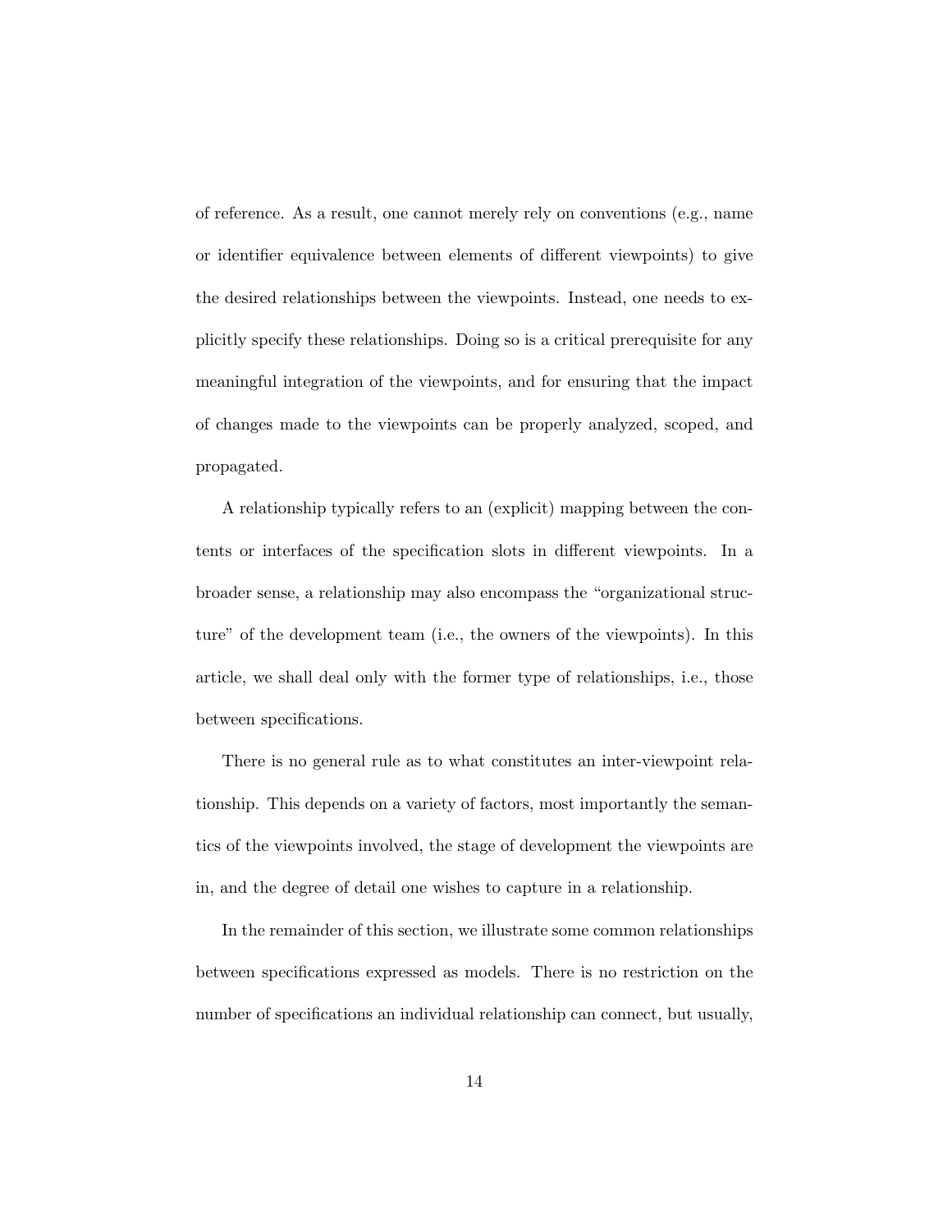of reference. As a result, one cannot merely rely on conventions (e.g., name or identifier equivalence between elements of different viewpoints) to give the desired relationships between the viewpoints. Instead, one needs to explicitly specify these relationships. Doing so is a critical prerequisite for any meaningful integration of the viewpoints, and for ensuring that the impact of changes made to the viewpoints can be properly analyzed, scoped, and propagated.

A relationship typically refers to an (explicit) mapping between the contents or interfaces of the specification slots in different viewpoints. In a broader sense, a relationship may also encompass the "organizational structure" of the development team (i.e., the owners of the viewpoints). In this article, we shall deal only with the former type of relationships, i.e., those between specifications.

There is no general rule as to what constitutes an inter-viewpoint relationship. This depends on a variety of factors, most importantly the semantics of the viewpoints involved, the stage of development the viewpoints are in, and the degree of detail one wishes to capture in a relationship.

In the remainder of this section, we illustrate some common relationships between specifications expressed as models. There is no restriction on the number of specifications an individual relationship can connect, but usually,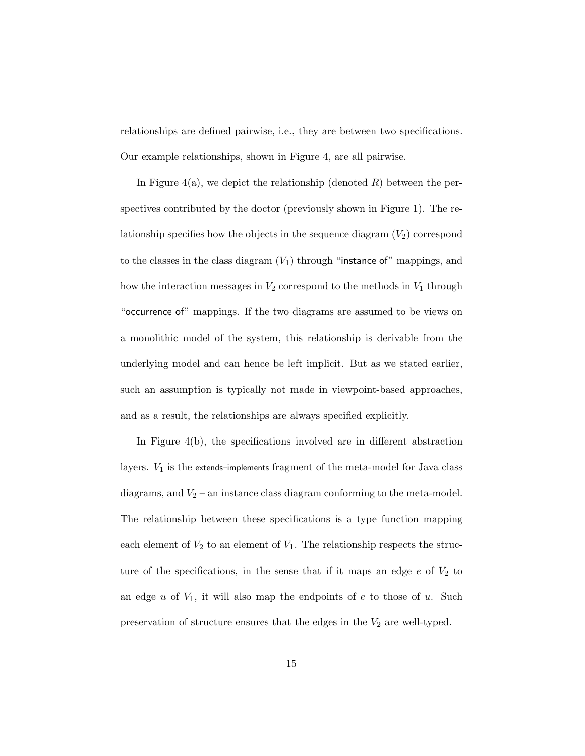relationships are defined pairwise, i.e., they are between two specifications. Our example relationships, shown in Figure 4, are all pairwise.

In Figure 4(a), we depict the relationship (denoted $R$) between the perspectives contributed by the doctor (previously shown in Figure 1). The relationship specifies how the objects in the sequence diagram ($V_2$) correspond to the classes in the class diagram ($V_1$) through "instance of" mappings, and how the interaction messages in $V_2$ correspond to the methods in $V_1$ through "occurrence of" mappings. If the two diagrams are assumed to be views on a monolithic model of the system, this relationship is derivable from the underlying model and can hence be left implicit. But as we stated earlier, such an assumption is typically not made in viewpoint-based approaches, and as a result, the relationships are always specified explicitly.

In Figure 4(b), the specifications involved are in different abstraction layers. $V_1$ is the extends–implements fragment of the meta-model for Java class diagrams, and $V_2$ – an instance class diagram conforming to the meta-model. The relationship between these specifications is a type function mapping each element of $V_2$ to an element of $V_1$. The relationship respects the structure of the specifications, in the sense that if it maps an edge $e$ of $V_2$ to an edge $u$ of $V_1$, it will also map the endpoints of $e$ to those of $u$. Such preservation of structure ensures that the edges in the $V_2$ are well-typed.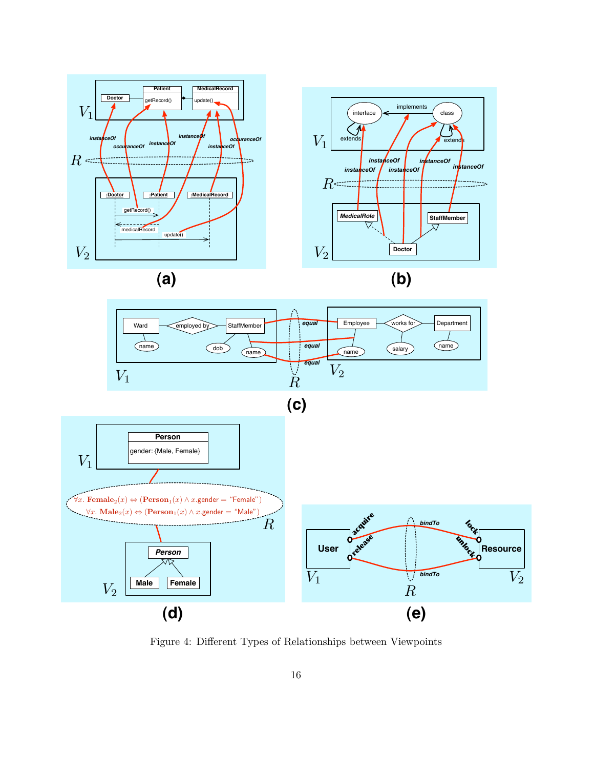Figure 4: Different Types of Relationships between Viewpoints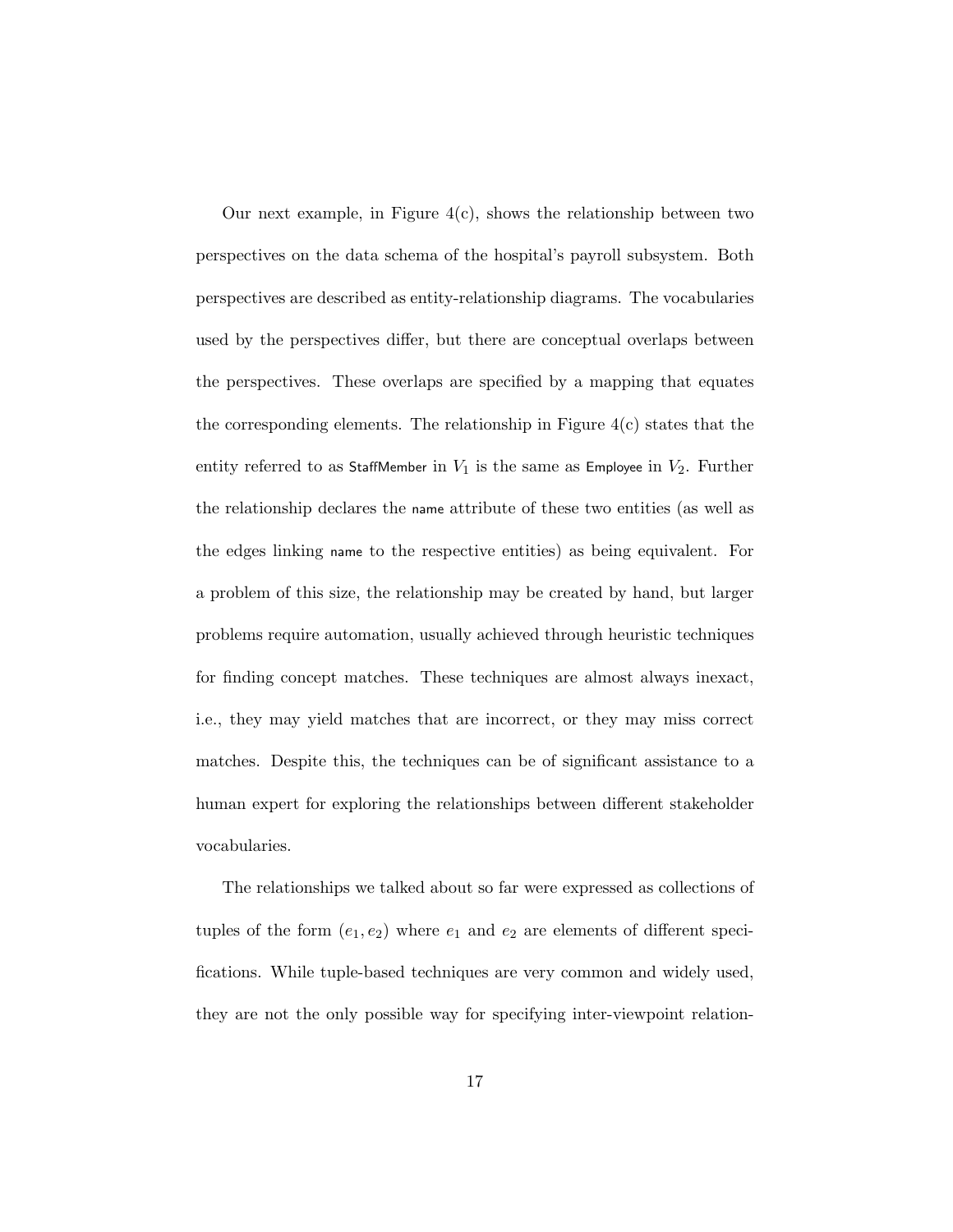Our next example, in Figure 4(c), shows the relationship between two perspectives on the data schema of the hospital's payroll subsystem. Both perspectives are described as entity-relationship diagrams. The vocabularies used by the perspectives differ, but there are conceptual overlaps between the perspectives. These overlaps are specified by a mapping that equates the corresponding elements. The relationship in Figure 4(c) states that the entity referred to as StaffMember in $V_1$ is the same as Employee in $V_2$. Further the relationship declares the name attribute of these two entities (as well as the edges linking name to the respective entities) as being equivalent. For a problem of this size, the relationship may be created by hand, but larger problems require automation, usually achieved through heuristic techniques for finding concept matches. These techniques are almost always inexact, i.e., they may yield matches that are incorrect, or they may miss correct matches. Despite this, the techniques can be of significant assistance to a human expert for exploring the relationships between different stakeholder vocabularies.

The relationships we talked about so far were expressed as collections of tuples of the form $(e_1, e_2)$ where $e_1$ and $e_2$ are elements of different specifications. While tuple-based techniques are very common and widely used, they are not the only possible way for specifying inter-viewpoint relation-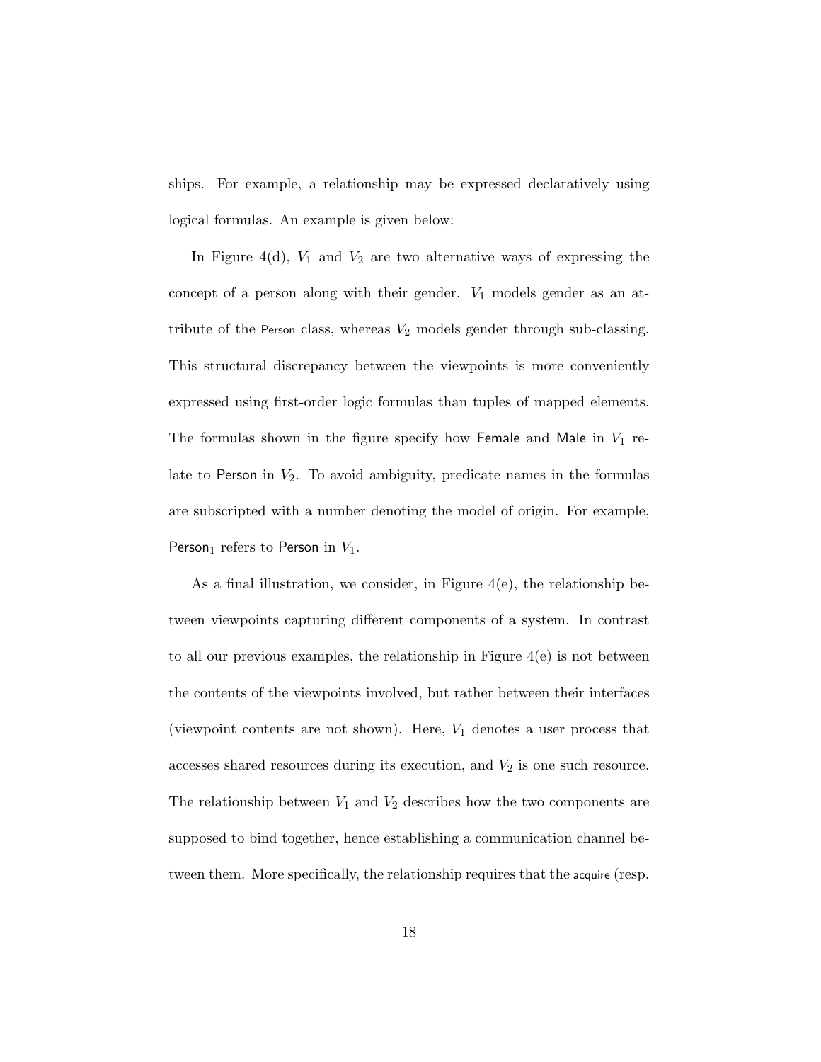ships. For example, a relationship may be expressed declaratively using logical formulas. An example is given below:

In Figure 4(d), $V_1$ and $V_2$ are two alternative ways of expressing the concept of a person along with their gender. $V_1$ models gender as an attribute of the Person class, whereas $V_2$ models gender through sub-classing. This structural discrepancy between the viewpoints is more conveniently expressed using first-order logic formulas than tuples of mapped elements. The formulas shown in the figure specify how Female and Male in $V_1$ relate to Person in $V_2$. To avoid ambiguity, predicate names in the formulas are subscripted with a number denoting the model of origin. For example, $\mathsf{Person}_1$ refers to Person in $V_1$.

As a final illustration, we consider, in Figure 4(e), the relationship between viewpoints capturing different components of a system. In contrast to all our previous examples, the relationship in Figure 4(e) is not between the contents of the viewpoints involved, but rather between their interfaces (viewpoint contents are not shown). Here, $V_1$ denotes a user process that accesses shared resources during its execution, and $V_2$ is one such resource. The relationship between $V_1$ and $V_2$ describes how the two components are supposed to bind together, hence establishing a communication channel between them. More specifically, the relationship requires that the acquire (resp.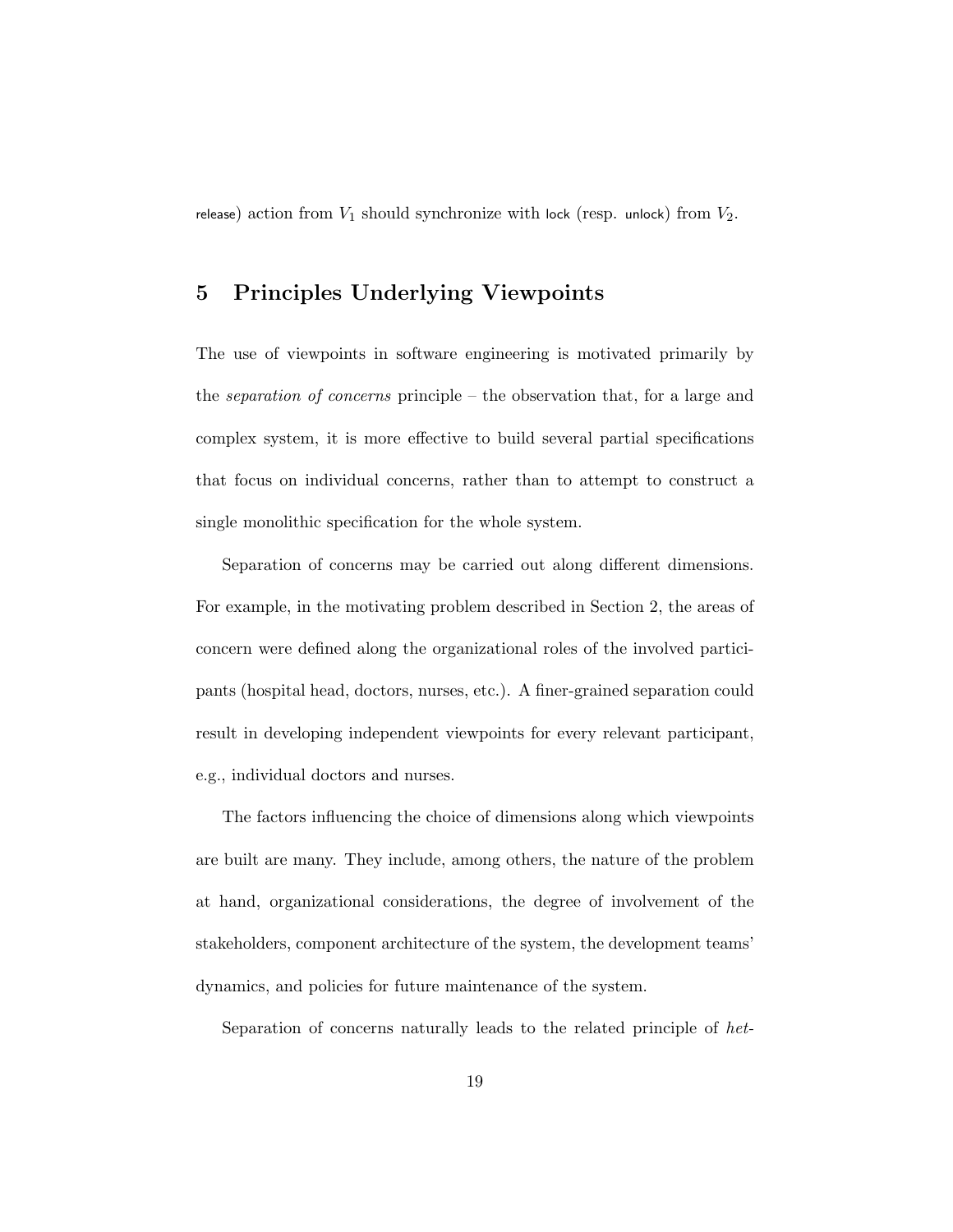release) action from $V_1$ should synchronize with lock (resp. unlock) from $V_2$.

## 5 Principles Underlying Viewpoints

The use of viewpoints in software engineering is motivated primarily by the *separation of concerns* principle – the observation that, for a large and complex system, it is more effective to build several partial specifications that focus on individual concerns, rather than to attempt to construct a single monolithic specification for the whole system.

Separation of concerns may be carried out along different dimensions. For example, in the motivating problem described in Section 2, the areas of concern were defined along the organizational roles of the involved participants (hospital head, doctors, nurses, etc.). A finer-grained separation could result in developing independent viewpoints for every relevant participant, e.g., individual doctors and nurses.

The factors influencing the choice of dimensions along which viewpoints are built are many. They include, among others, the nature of the problem at hand, organizational considerations, the degree of involvement of the stakeholders, component architecture of the system, the development teams' dynamics, and policies for future maintenance of the system.

Separation of concerns naturally leads to the related principle of *het-*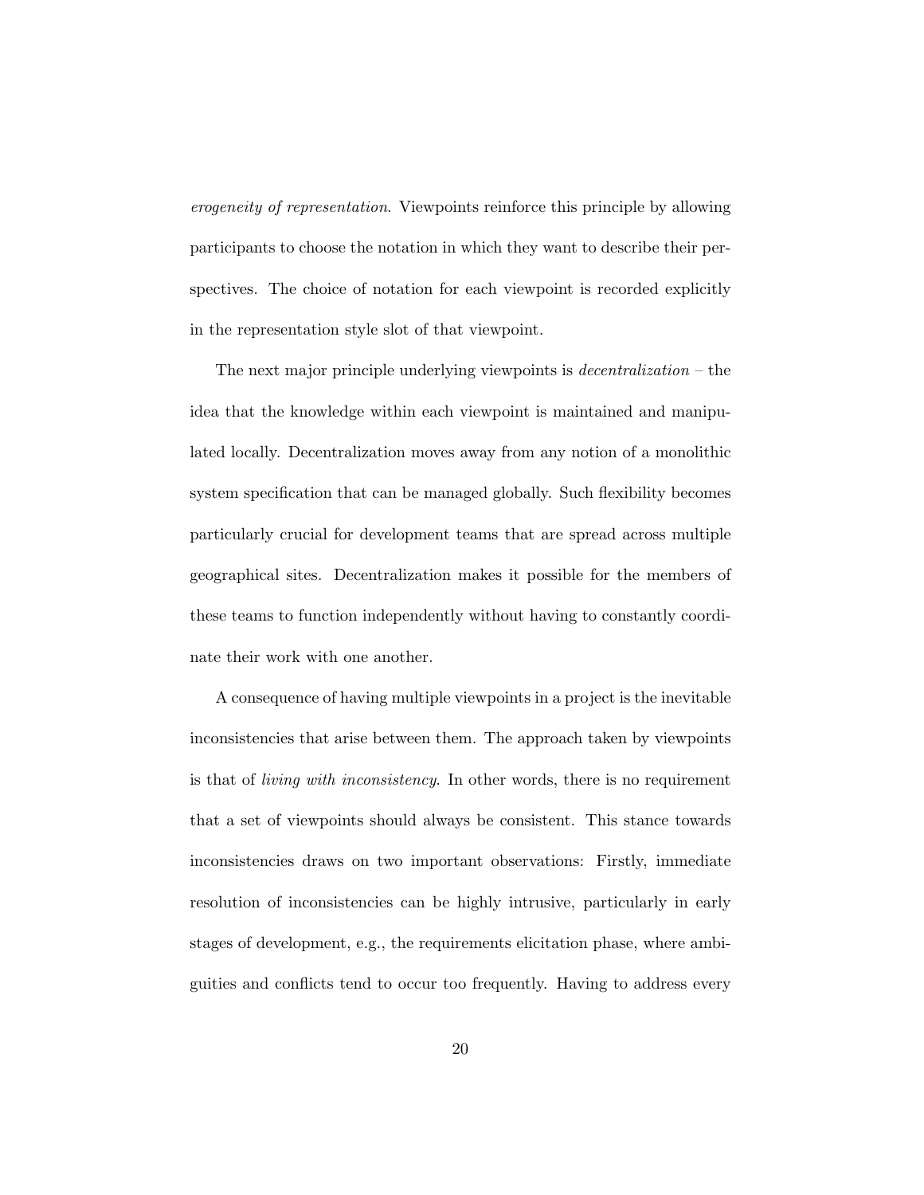*erogeneity of representation*. Viewpoints reinforce this principle by allowing participants to choose the notation in which they want to describe their perspectives. The choice of notation for each viewpoint is recorded explicitly in the representation style slot of that viewpoint.

The next major principle underlying viewpoints is *decentralization* – the idea that the knowledge within each viewpoint is maintained and manipulated locally. Decentralization moves away from any notion of a monolithic system specification that can be managed globally. Such flexibility becomes particularly crucial for development teams that are spread across multiple geographical sites. Decentralization makes it possible for the members of these teams to function independently without having to constantly coordinate their work with one another.

A consequence of having multiple viewpoints in a project is the inevitable inconsistencies that arise between them. The approach taken by viewpoints is that of *living with inconsistency*. In other words, there is no requirement that a set of viewpoints should always be consistent. This stance towards inconsistencies draws on two important observations: Firstly, immediate resolution of inconsistencies can be highly intrusive, particularly in early stages of development, e.g., the requirements elicitation phase, where ambiguities and conflicts tend to occur too frequently. Having to address every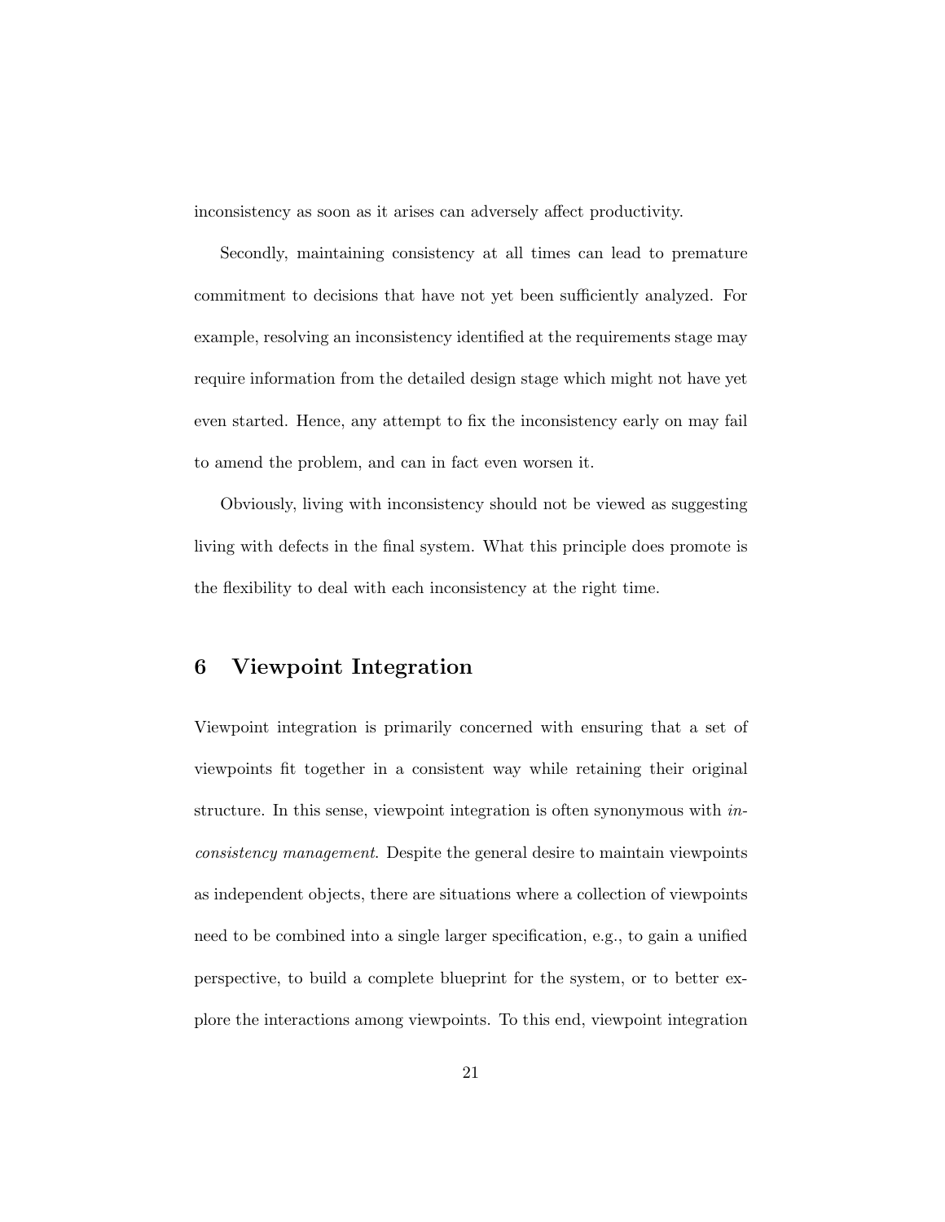inconsistency as soon as it arises can adversely affect productivity.

Secondly, maintaining consistency at all times can lead to premature commitment to decisions that have not yet been sufficiently analyzed. For example, resolving an inconsistency identified at the requirements stage may require information from the detailed design stage which might not have yet even started. Hence, any attempt to fix the inconsistency early on may fail to amend the problem, and can in fact even worsen it.

Obviously, living with inconsistency should not be viewed as suggesting living with defects in the final system. What this principle does promote is the flexibility to deal with each inconsistency at the right time.

## 6 Viewpoint Integration

Viewpoint integration is primarily concerned with ensuring that a set of viewpoints fit together in a consistent way while retaining their original structure. In this sense, viewpoint integration is often synonymous with *inconsistency management*. Despite the general desire to maintain viewpoints as independent objects, there are situations where a collection of viewpoints need to be combined into a single larger specification, e.g., to gain a unified perspective, to build a complete blueprint for the system, or to better explore the interactions among viewpoints. To this end, viewpoint integration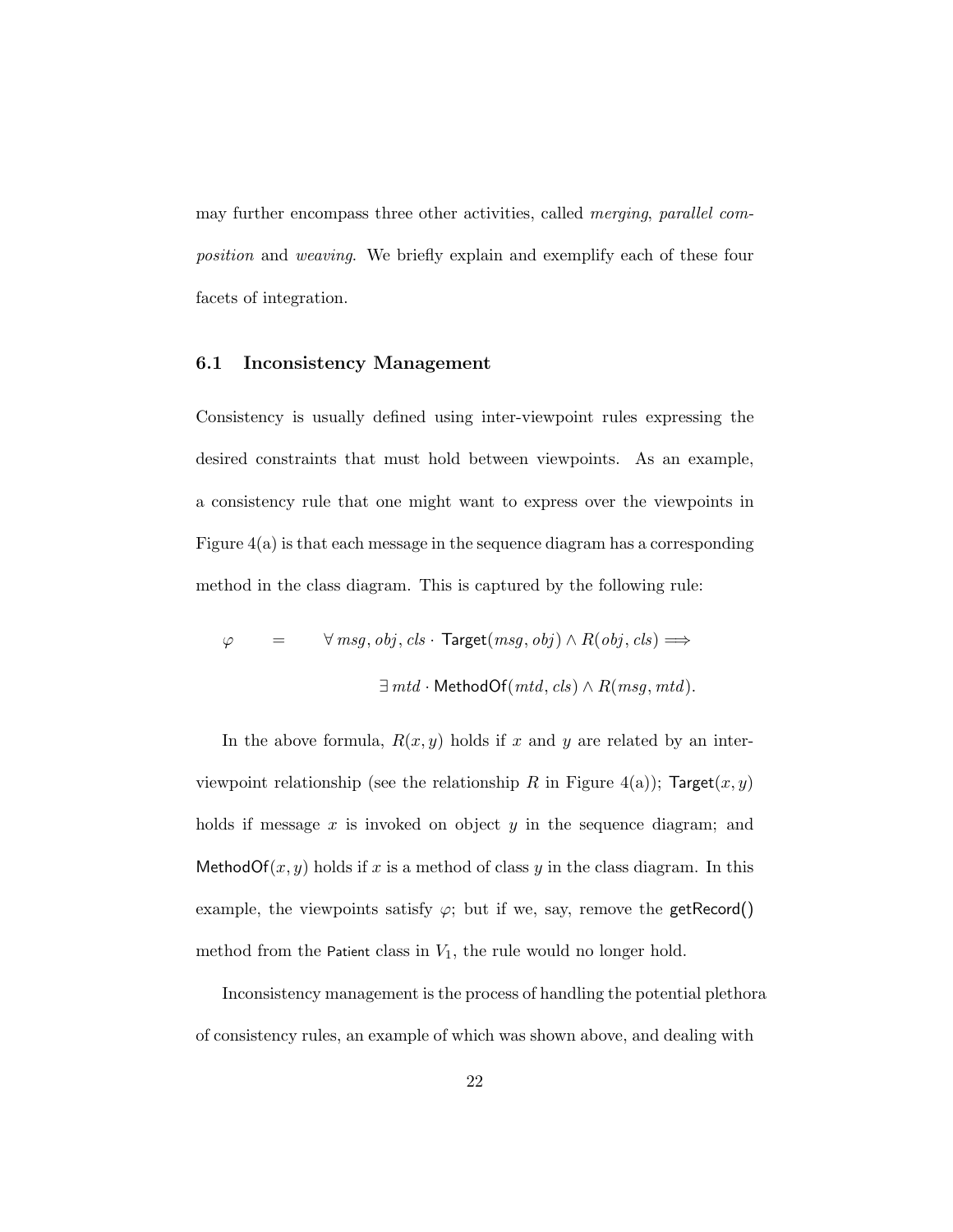may further encompass three other activities, called *merging*, *parallel composition* and *weaving*. We briefly explain and exemplify each of these four facets of integration.

### 6.1 Inconsistency Management

Consistency is usually defined using inter-viewpoint rules expressing the desired constraints that must hold between viewpoints. As an example, a consistency rule that one might want to express over the viewpoints in Figure 4(a) is that each message in the sequence diagram has a corresponding method in the class diagram. This is captured by the following rule:

$$\varphi \quad = \quad \forall\, msg, obj, cls \cdot \mathsf{Target}(msg, obj) \wedge R(obj, cls) \Longrightarrow$$
$$\exists\, mtd \cdot \mathsf{MethodOf}(mtd, cls) \wedge R(msg, mtd).$$

In the above formula, $R(x, y)$ holds if $x$ and $y$ are related by an inter-viewpoint relationship (see the relationship $R$ in Figure 4(a)); $\mathsf{Target}(x, y)$ holds if message $x$ is invoked on object $y$ in the sequence diagram; and $\mathsf{MethodOf}(x, y)$ holds if $x$ is a method of class $y$ in the class diagram. In this example, the viewpoints satisfy $\varphi$; but if we, say, remove the getRecord() method from the Patient class in $V_1$, the rule would no longer hold.

Inconsistency management is the process of handling the potential plethora of consistency rules, an example of which was shown above, and dealing with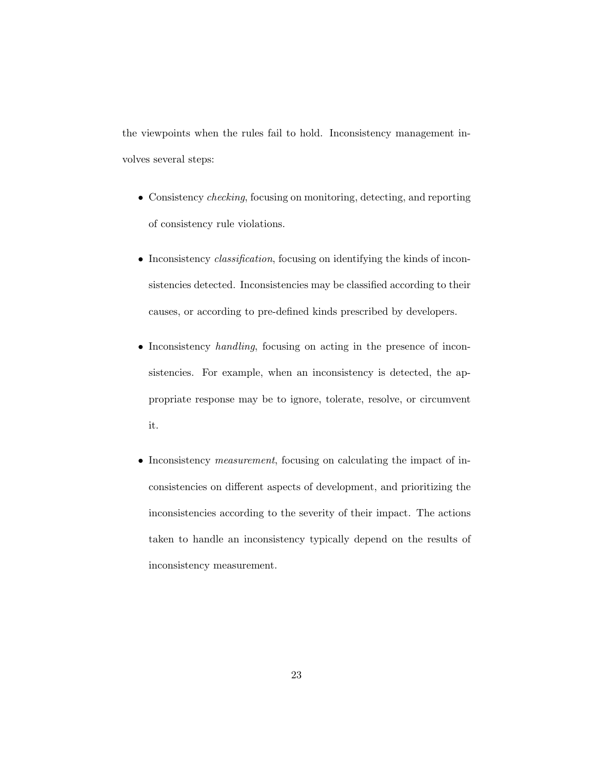the viewpoints when the rules fail to hold. Inconsistency management involves several steps:

- Consistency *checking*, focusing on monitoring, detecting, and reporting of consistency rule violations.
- Inconsistency *classification*, focusing on identifying the kinds of inconsistencies detected. Inconsistencies may be classified according to their causes, or according to pre-defined kinds prescribed by developers.
- Inconsistency *handling*, focusing on acting in the presence of inconsistencies. For example, when an inconsistency is detected, the appropriate response may be to ignore, tolerate, resolve, or circumvent it.
- Inconsistency *measurement*, focusing on calculating the impact of inconsistencies on different aspects of development, and prioritizing the inconsistencies according to the severity of their impact. The actions taken to handle an inconsistency typically depend on the results of inconsistency measurement.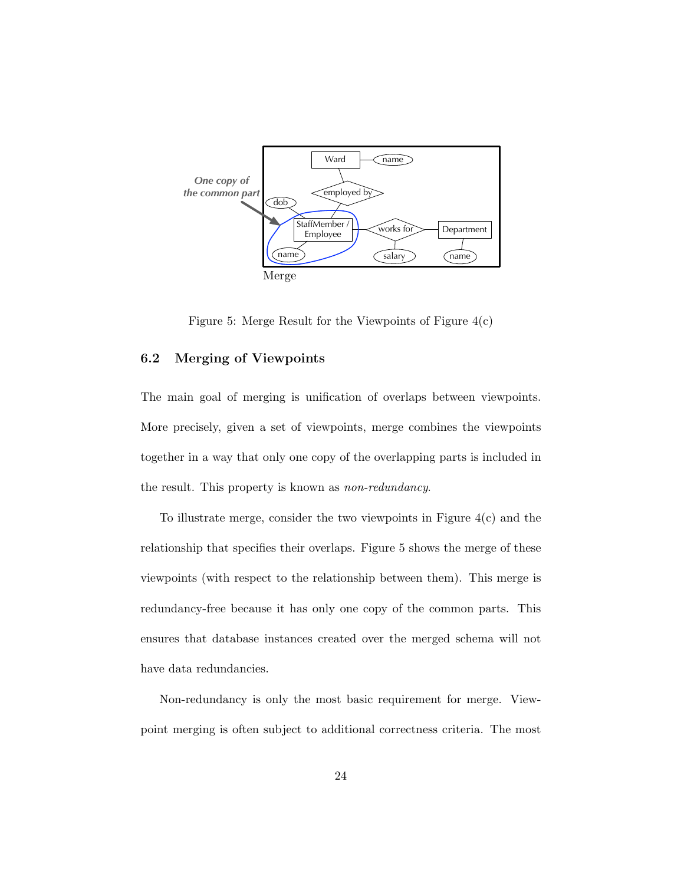Figure 5: Merge Result for the Viewpoints of Figure 4(c)

### 6.2 Merging of Viewpoints

The main goal of merging is unification of overlaps between viewpoints. More precisely, given a set of viewpoints, merge combines the viewpoints together in a way that only one copy of the overlapping parts is included in the result. This property is known as *non-redundancy*.

To illustrate merge, consider the two viewpoints in Figure 4(c) and the relationship that specifies their overlaps. Figure 5 shows the merge of these viewpoints (with respect to the relationship between them). This merge is redundancy-free because it has only one copy of the common parts. This ensures that database instances created over the merged schema will not have data redundancies.

Non-redundancy is only the most basic requirement for merge. Viewpoint merging is often subject to additional correctness criteria. The most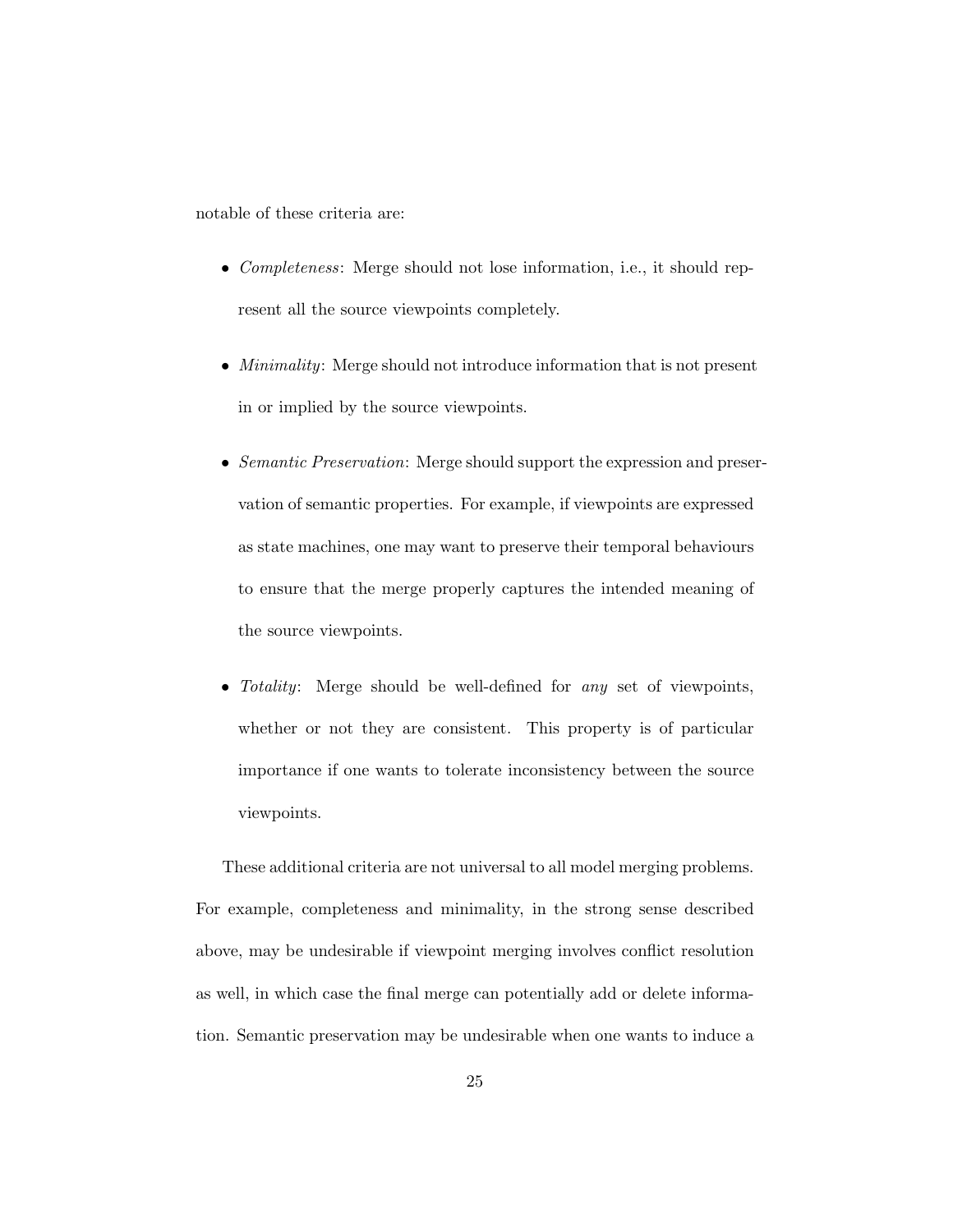notable of these criteria are:

- *Completeness*: Merge should not lose information, i.e., it should represent all the source viewpoints completely.
- *Minimality*: Merge should not introduce information that is not present in or implied by the source viewpoints.
- *Semantic Preservation*: Merge should support the expression and preservation of semantic properties. For example, if viewpoints are expressed as state machines, one may want to preserve their temporal behaviours to ensure that the merge properly captures the intended meaning of the source viewpoints.
- *Totality*: Merge should be well-defined for *any* set of viewpoints, whether or not they are consistent. This property is of particular importance if one wants to tolerate inconsistency between the source viewpoints.

These additional criteria are not universal to all model merging problems. For example, completeness and minimality, in the strong sense described above, may be undesirable if viewpoint merging involves conflict resolution as well, in which case the final merge can potentially add or delete information. Semantic preservation may be undesirable when one wants to induce a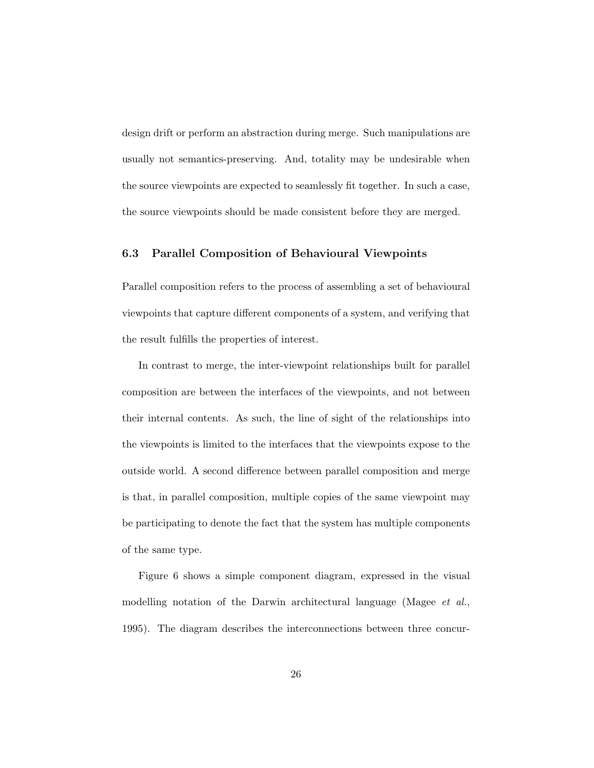design drift or perform an abstraction during merge. Such manipulations are usually not semantics-preserving. And, totality may be undesirable when the source viewpoints are expected to seamlessly fit together. In such a case, the source viewpoints should be made consistent before they are merged.

### 6.3 Parallel Composition of Behavioural Viewpoints

Parallel composition refers to the process of assembling a set of behavioural viewpoints that capture different components of a system, and verifying that the result fulfills the properties of interest.

In contrast to merge, the inter-viewpoint relationships built for parallel composition are between the interfaces of the viewpoints, and not between their internal contents. As such, the line of sight of the relationships into the viewpoints is limited to the interfaces that the viewpoints expose to the outside world. A second difference between parallel composition and merge is that, in parallel composition, multiple copies of the same viewpoint may be participating to denote the fact that the system has multiple components of the same type.

Figure 6 shows a simple component diagram, expressed in the visual modelling notation of the Darwin architectural language (Magee *et al.*, 1995). The diagram describes the interconnections between three concur-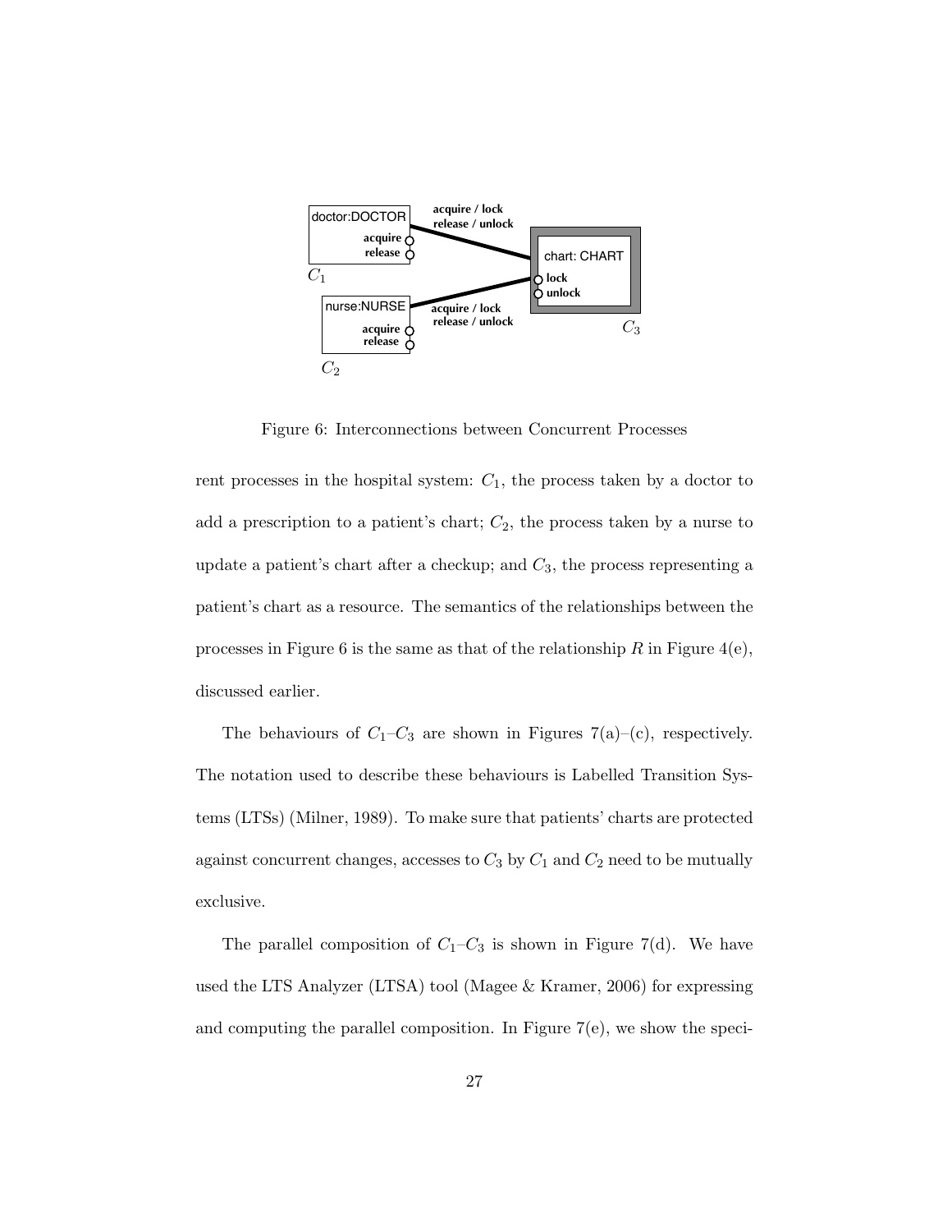Figure 6: Interconnections between Concurrent Processes

rent processes in the hospital system: $C_1$, the process taken by a doctor to add a prescription to a patient's chart; $C_2$, the process taken by a nurse to update a patient's chart after a checkup; and $C_3$, the process representing a patient's chart as a resource. The semantics of the relationships between the processes in Figure 6 is the same as that of the relationship $R$ in Figure 4(e), discussed earlier.

The behaviours of $C_1$–$C_3$ are shown in Figures 7(a)–(c), respectively. The notation used to describe these behaviours is Labelled Transition Systems (LTSs) (Milner, 1989). To make sure that patients' charts are protected against concurrent changes, accesses to $C_3$ by $C_1$ and $C_2$ need to be mutually exclusive.

The parallel composition of $C_1$–$C_3$ is shown in Figure 7(d). We have used the LTS Analyzer (LTSA) tool (Magee & Kramer, 2006) for expressing and computing the parallel composition. In Figure 7(e), we show the speci-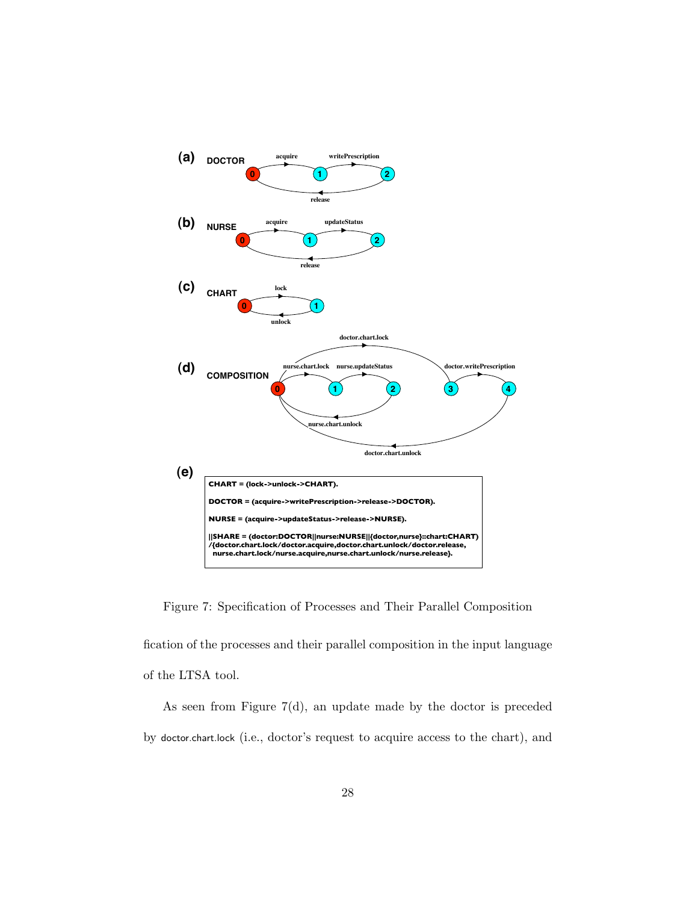(a) DOCTOR

(b) NURSE

(c) CHART

(d) COMPOSITION

(e)

```
CHART = (lock->unlock->CHART).

DOCTOR = (acquire->writePrescription->release->DOCTOR).

NURSE = (acquire->updateStatus->release->NURSE).

||SHARE = (doctor:DOCTOR||nurse:NURSE||{doctor,nurse}::chart:CHART)
/{doctor.chart.lock/doctor.acquire,doctor.chart.unlock/doctor.release,
  nurse.chart.lock/nurse.acquire,nurse.chart.unlock/nurse.release}.
```

Figure 7: Specification of Processes and Their Parallel Composition

fication of the processes and their parallel composition in the input language of the LTSA tool.

As seen from Figure 7(d), an update made by the doctor is preceded by doctor.chart.lock (i.e., doctor's request to acquire access to the chart), and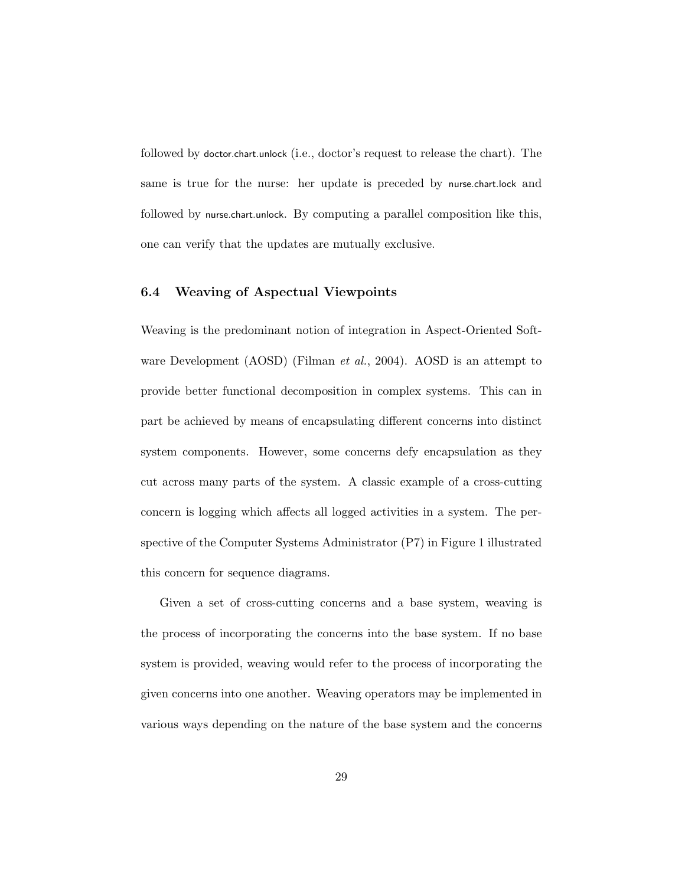followed by `doctor.chart.unlock` (i.e., doctor's request to release the chart). The same is true for the nurse: her update is preceded by `nurse.chart.lock` and followed by `nurse.chart.unlock`. By computing a parallel composition like this, one can verify that the updates are mutually exclusive.

### 6.4 Weaving of Aspectual Viewpoints

Weaving is the predominant notion of integration in Aspect-Oriented Software Development (AOSD) (Filman *et al.*, 2004). AOSD is an attempt to provide better functional decomposition in complex systems. This can in part be achieved by means of encapsulating different concerns into distinct system components. However, some concerns defy encapsulation as they cut across many parts of the system. A classic example of a cross-cutting concern is logging which affects all logged activities in a system. The perspective of the Computer Systems Administrator (P7) in Figure 1 illustrated this concern for sequence diagrams.

Given a set of cross-cutting concerns and a base system, weaving is the process of incorporating the concerns into the base system. If no base system is provided, weaving would refer to the process of incorporating the given concerns into one another. Weaving operators may be implemented in various ways depending on the nature of the base system and the concerns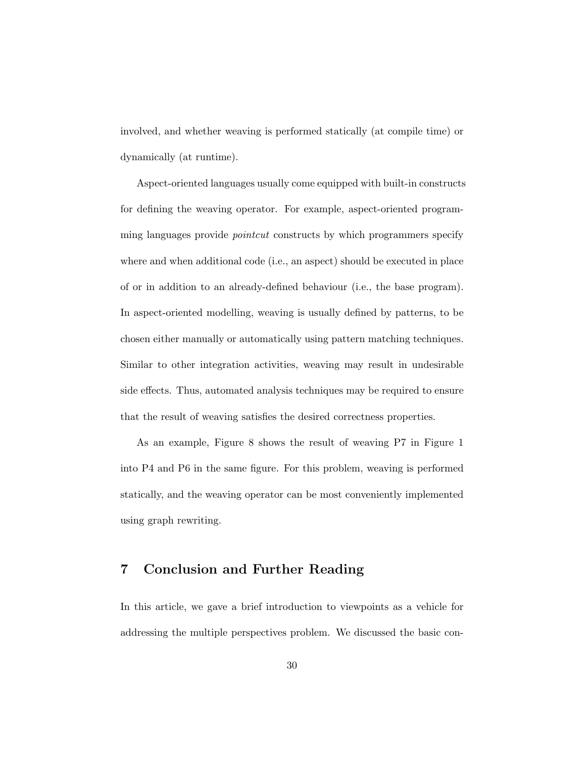involved, and whether weaving is performed statically (at compile time) or dynamically (at runtime).

Aspect-oriented languages usually come equipped with built-in constructs for defining the weaving operator. For example, aspect-oriented programming languages provide *pointcut* constructs by which programmers specify where and when additional code (i.e., an aspect) should be executed in place of or in addition to an already-defined behaviour (i.e., the base program). In aspect-oriented modelling, weaving is usually defined by patterns, to be chosen either manually or automatically using pattern matching techniques. Similar to other integration activities, weaving may result in undesirable side effects. Thus, automated analysis techniques may be required to ensure that the result of weaving satisfies the desired correctness properties.

As an example, Figure 8 shows the result of weaving P7 in Figure 1 into P4 and P6 in the same figure. For this problem, weaving is performed statically, and the weaving operator can be most conveniently implemented using graph rewriting.

## 7 Conclusion and Further Reading

In this article, we gave a brief introduction to viewpoints as a vehicle for addressing the multiple perspectives problem. We discussed the basic con-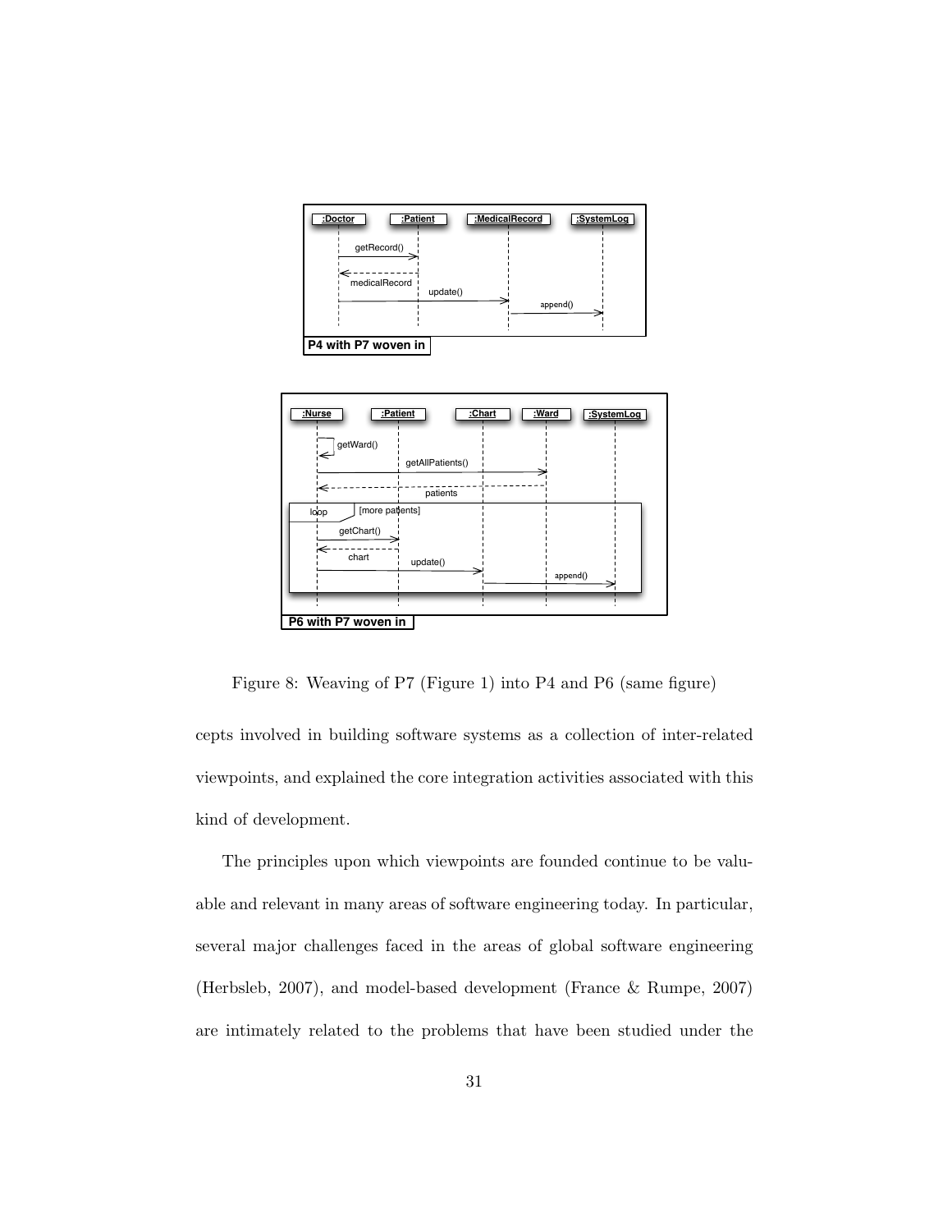Figure 8: Weaving of P7 (Figure 1) into P4 and P6 (same figure)

cepts involved in building software systems as a collection of inter-related viewpoints, and explained the core integration activities associated with this kind of development.

The principles upon which viewpoints are founded continue to be valuable and relevant in many areas of software engineering today. In particular, several major challenges faced in the areas of global software engineering (Herbsleb, 2007), and model-based development (France & Rumpe, 2007) are intimately related to the problems that have been studied under the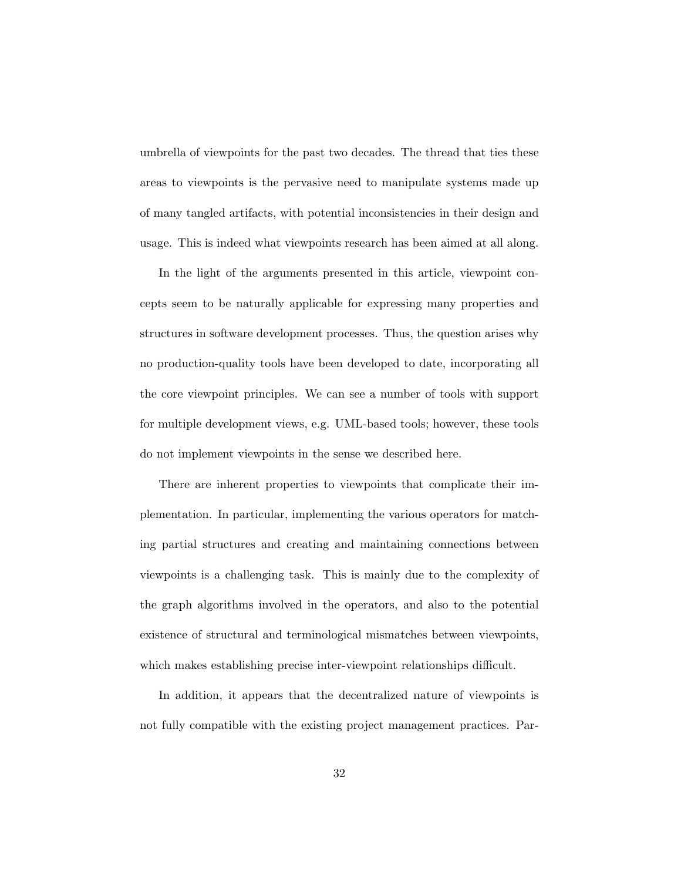umbrella of viewpoints for the past two decades. The thread that ties these areas to viewpoints is the pervasive need to manipulate systems made up of many tangled artifacts, with potential inconsistencies in their design and usage. This is indeed what viewpoints research has been aimed at all along.

In the light of the arguments presented in this article, viewpoint concepts seem to be naturally applicable for expressing many properties and structures in software development processes. Thus, the question arises why no production-quality tools have been developed to date, incorporating all the core viewpoint principles. We can see a number of tools with support for multiple development views, e.g. UML-based tools; however, these tools do not implement viewpoints in the sense we described here.

There are inherent properties to viewpoints that complicate their implementation. In particular, implementing the various operators for matching partial structures and creating and maintaining connections between viewpoints is a challenging task. This is mainly due to the complexity of the graph algorithms involved in the operators, and also to the potential existence of structural and terminological mismatches between viewpoints, which makes establishing precise inter-viewpoint relationships difficult.

In addition, it appears that the decentralized nature of viewpoints is not fully compatible with the existing project management practices. Par-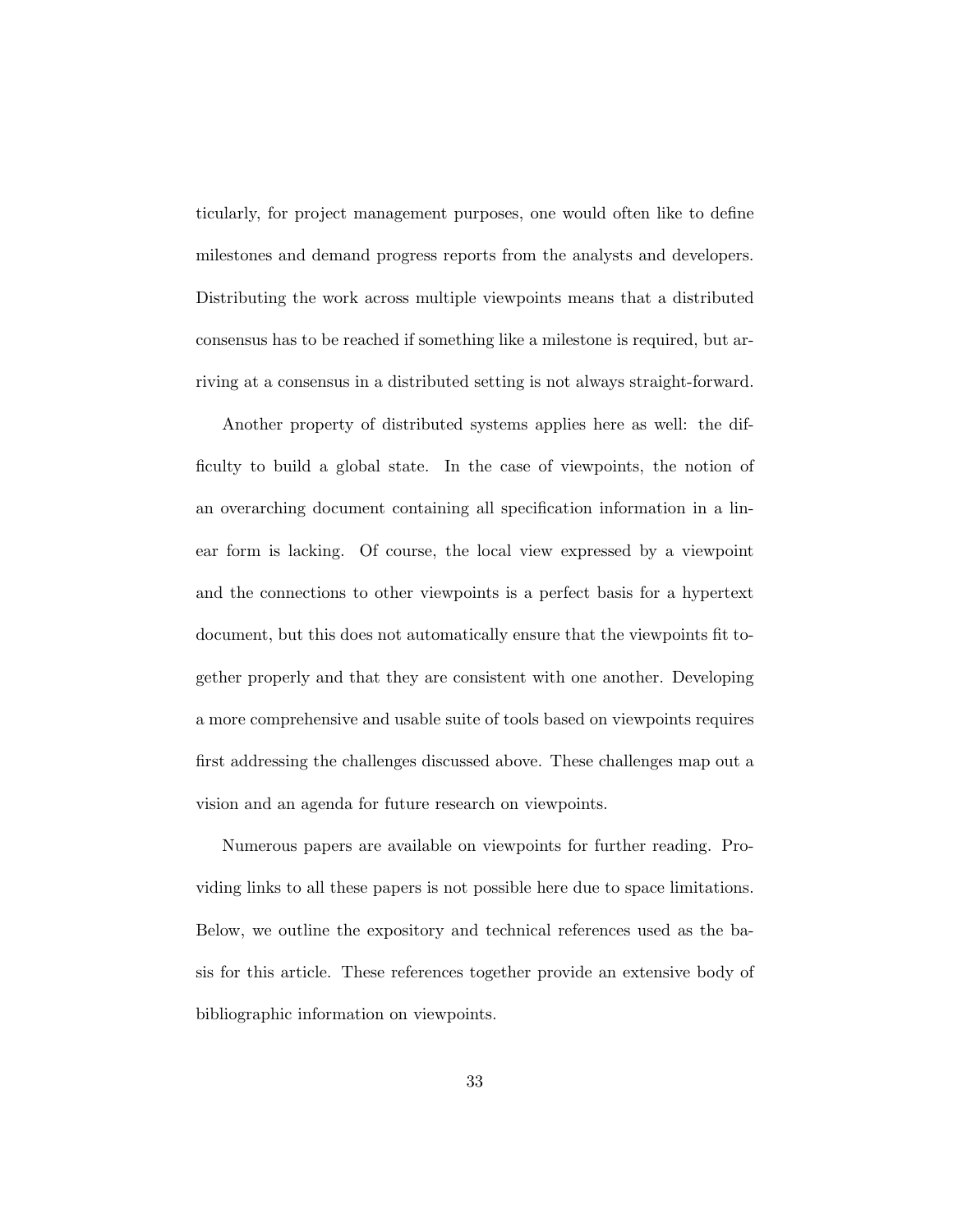ticularly, for project management purposes, one would often like to define milestones and demand progress reports from the analysts and developers. Distributing the work across multiple viewpoints means that a distributed consensus has to be reached if something like a milestone is required, but arriving at a consensus in a distributed setting is not always straight-forward.

Another property of distributed systems applies here as well: the difficulty to build a global state. In the case of viewpoints, the notion of an overarching document containing all specification information in a linear form is lacking. Of course, the local view expressed by a viewpoint and the connections to other viewpoints is a perfect basis for a hypertext document, but this does not automatically ensure that the viewpoints fit together properly and that they are consistent with one another. Developing a more comprehensive and usable suite of tools based on viewpoints requires first addressing the challenges discussed above. These challenges map out a vision and an agenda for future research on viewpoints.

Numerous papers are available on viewpoints for further reading. Providing links to all these papers is not possible here due to space limitations. Below, we outline the expository and technical references used as the basis for this article. These references together provide an extensive body of bibliographic information on viewpoints.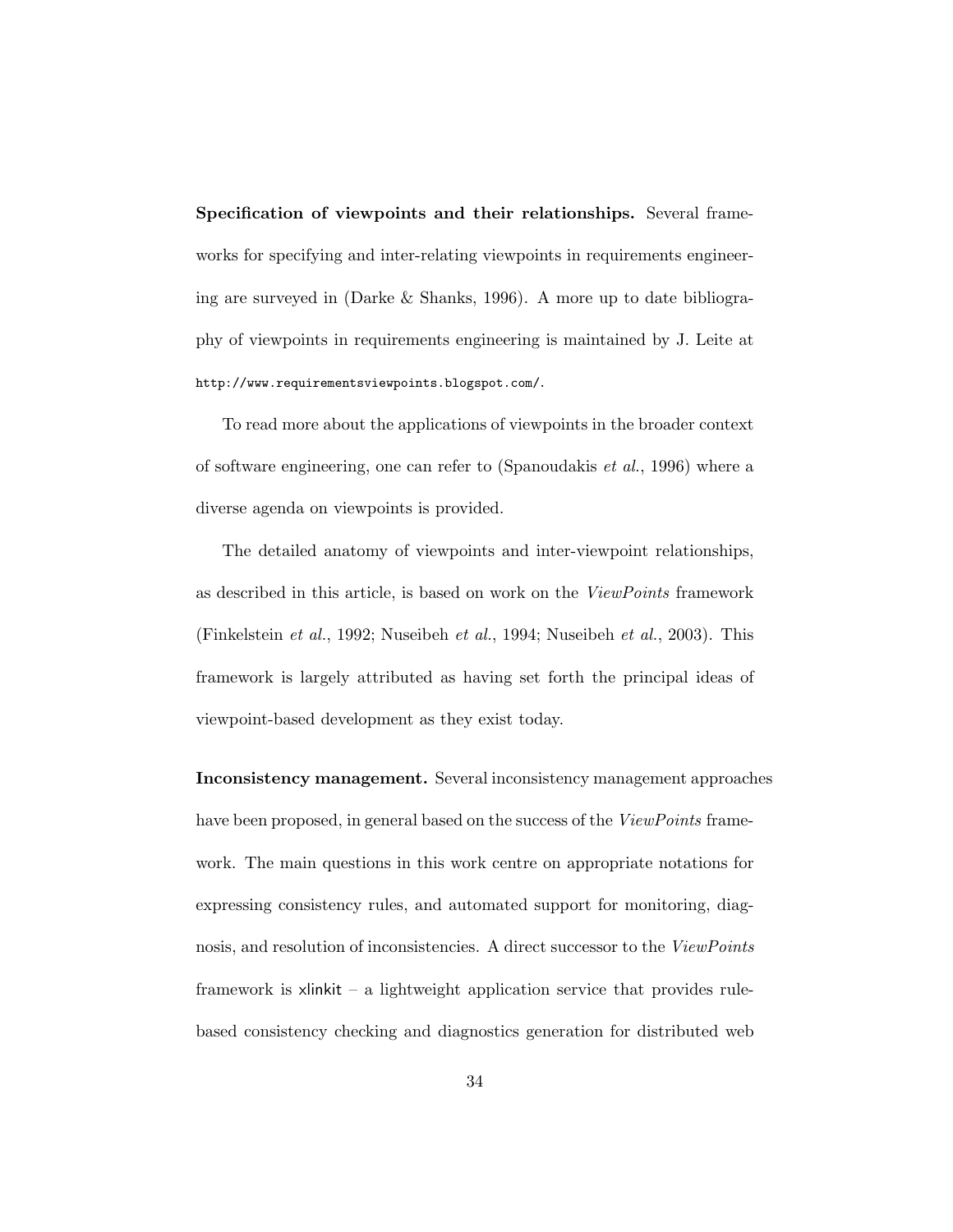**Specification of viewpoints and their relationships.** Several frameworks for specifying and inter-relating viewpoints in requirements engineering are surveyed in (Darke & Shanks, 1996). A more up to date bibliography of viewpoints in requirements engineering is maintained by J. Leite at `http://www.requirementsviewpoints.blogspot.com/`.

To read more about the applications of viewpoints in the broader context of software engineering, one can refer to (Spanoudakis *et al.*, 1996) where a diverse agenda on viewpoints is provided.

The detailed anatomy of viewpoints and inter-viewpoint relationships, as described in this article, is based on work on the *ViewPoints* framework (Finkelstein *et al.*, 1992; Nuseibeh *et al.*, 1994; Nuseibeh *et al.*, 2003). This framework is largely attributed as having set forth the principal ideas of viewpoint-based development as they exist today.

**Inconsistency management.** Several inconsistency management approaches have been proposed, in general based on the success of the *ViewPoints* framework. The main questions in this work centre on appropriate notations for expressing consistency rules, and automated support for monitoring, diagnosis, and resolution of inconsistencies. A direct successor to the *ViewPoints* framework is xlinkit – a lightweight application service that provides rule-based consistency checking and diagnostics generation for distributed web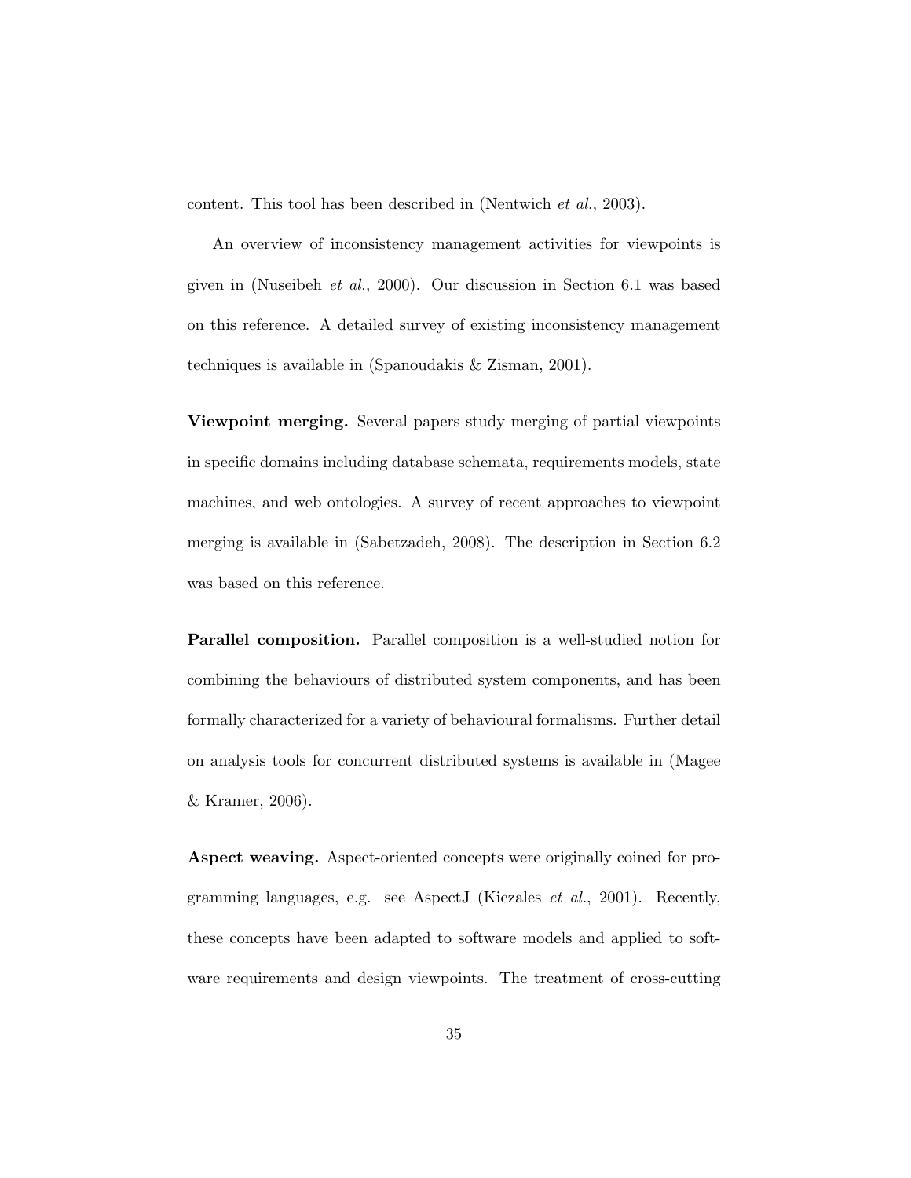content. This tool has been described in (Nentwich *et al.*, 2003).

An overview of inconsistency management activities for viewpoints is given in (Nuseibeh *et al.*, 2000). Our discussion in Section 6.1 was based on this reference. A detailed survey of existing inconsistency management techniques is available in (Spanoudakis & Zisman, 2001).

**Viewpoint merging.** Several papers study merging of partial viewpoints in specific domains including database schemata, requirements models, state machines, and web ontologies. A survey of recent approaches to viewpoint merging is available in (Sabetzadeh, 2008). The description in Section 6.2 was based on this reference.

**Parallel composition.** Parallel composition is a well-studied notion for combining the behaviours of distributed system components, and has been formally characterized for a variety of behavioural formalisms. Further detail on analysis tools for concurrent distributed systems is available in (Magee & Kramer, 2006).

**Aspect weaving.** Aspect-oriented concepts were originally coined for programming languages, e.g. see AspectJ (Kiczales *et al.*, 2001). Recently, these concepts have been adapted to software models and applied to software requirements and design viewpoints. The treatment of cross-cutting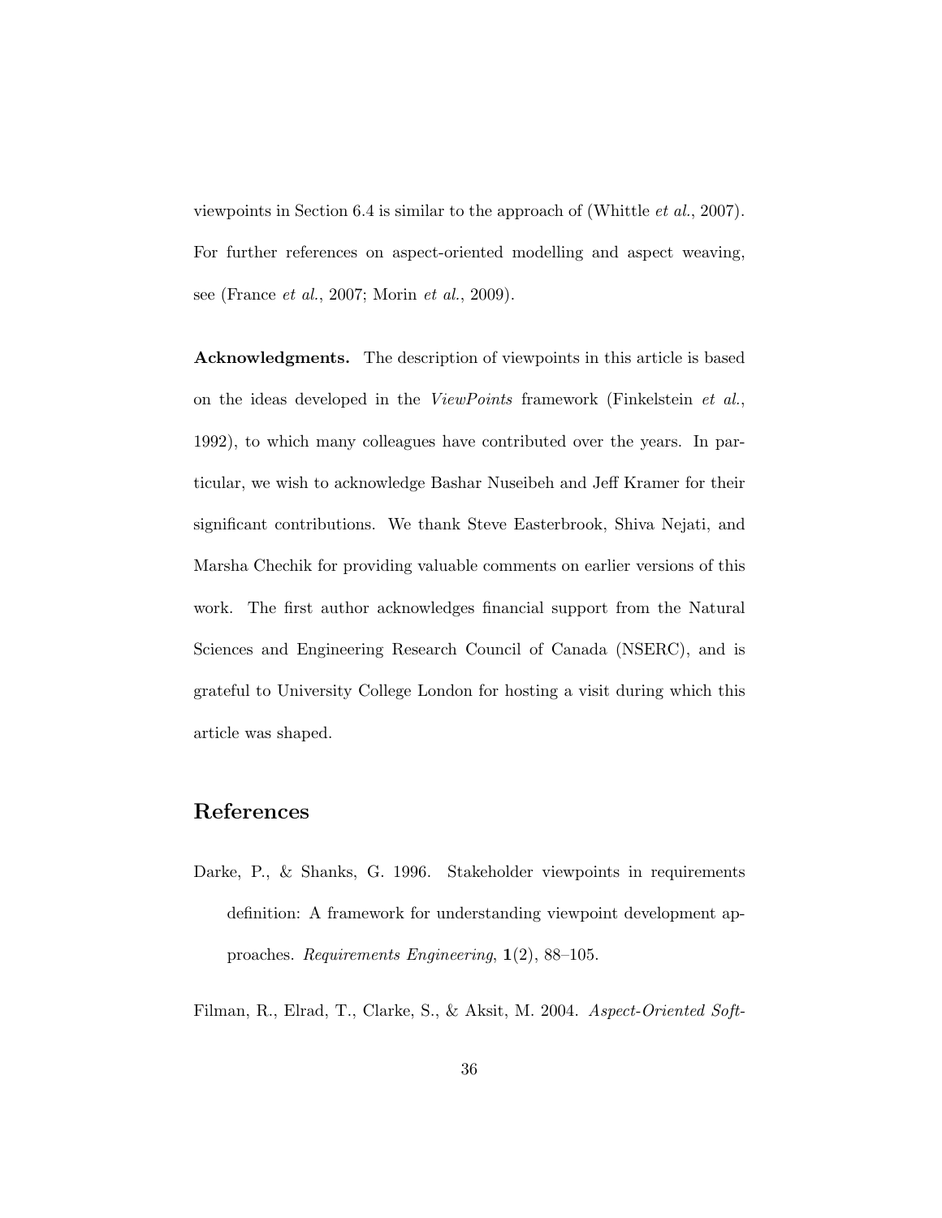viewpoints in Section 6.4 is similar to the approach of (Whittle *et al.*, 2007). For further references on aspect-oriented modelling and aspect weaving, see (France *et al.*, 2007; Morin *et al.*, 2009).

**Acknowledgments.** The description of viewpoints in this article is based on the ideas developed in the *ViewPoints* framework (Finkelstein *et al.*, 1992), to which many colleagues have contributed over the years. In particular, we wish to acknowledge Bashar Nuseibeh and Jeff Kramer for their significant contributions. We thank Steve Easterbrook, Shiva Nejati, and Marsha Chechik for providing valuable comments on earlier versions of this work. The first author acknowledges financial support from the Natural Sciences and Engineering Research Council of Canada (NSERC), and is grateful to University College London for hosting a visit during which this article was shaped.

## References

Darke, P., & Shanks, G. 1996. Stakeholder viewpoints in requirements definition: A framework for understanding viewpoint development approaches. *Requirements Engineering*, **1**(2), 88–105.

Filman, R., Elrad, T., Clarke, S., & Aksit, M. 2004. *Aspect-Oriented Soft-*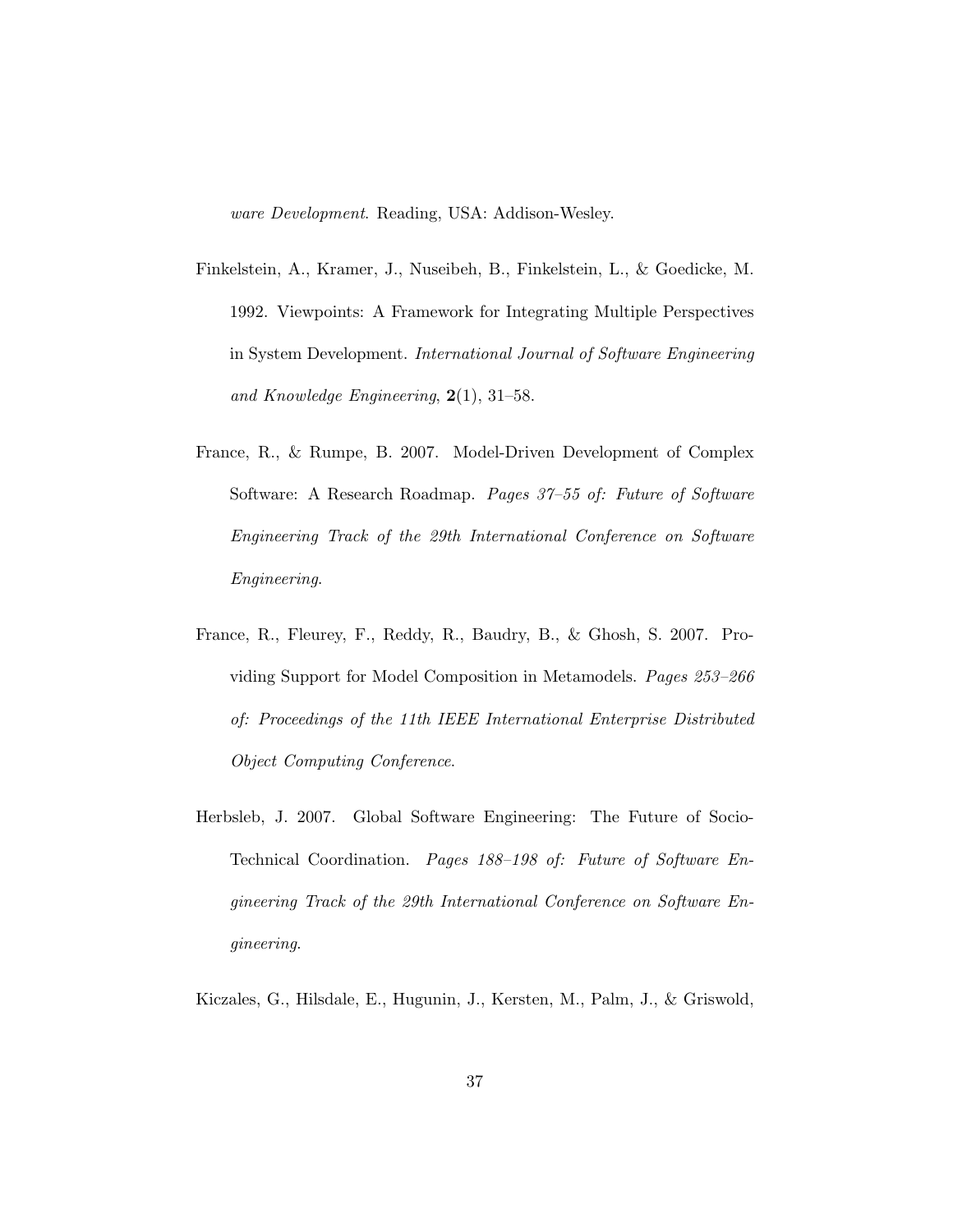*ware Development*. Reading, USA: Addison-Wesley.

Finkelstein, A., Kramer, J., Nuseibeh, B., Finkelstein, L., & Goedicke, M. 1992. Viewpoints: A Framework for Integrating Multiple Perspectives in System Development. *International Journal of Software Engineering and Knowledge Engineering*, **2**(1), 31–58.

France, R., & Rumpe, B. 2007. Model-Driven Development of Complex Software: A Research Roadmap. *Pages 37–55 of: Future of Software Engineering Track of the 29th International Conference on Software Engineering*.

France, R., Fleurey, F., Reddy, R., Baudry, B., & Ghosh, S. 2007. Providing Support for Model Composition in Metamodels. *Pages 253–266 of: Proceedings of the 11th IEEE International Enterprise Distributed Object Computing Conference*.

Herbsleb, J. 2007. Global Software Engineering: The Future of Socio-Technical Coordination. *Pages 188–198 of: Future of Software Engineering Track of the 29th International Conference on Software Engineering*.

Kiczales, G., Hilsdale, E., Hugunin, J., Kersten, M., Palm, J., & Griswold,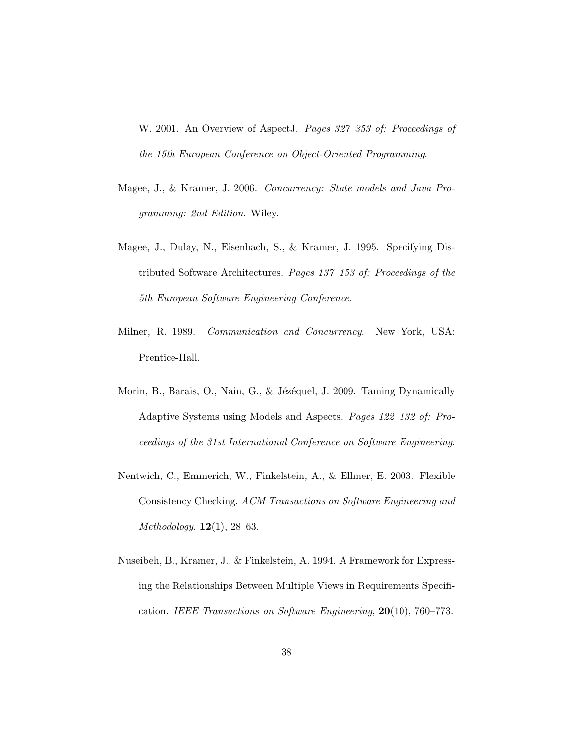W. 2001. An Overview of AspectJ. *Pages 327–353 of: Proceedings of the 15th European Conference on Object-Oriented Programming*.

Magee, J., & Kramer, J. 2006. *Concurrency: State models and Java Programming: 2nd Edition*. Wiley.

Magee, J., Dulay, N., Eisenbach, S., & Kramer, J. 1995. Specifying Distributed Software Architectures. *Pages 137–153 of: Proceedings of the 5th European Software Engineering Conference*.

Milner, R. 1989. *Communication and Concurrency*. New York, USA: Prentice-Hall.

Morin, B., Barais, O., Nain, G., & Jézéquel, J. 2009. Taming Dynamically Adaptive Systems using Models and Aspects. *Pages 122–132 of: Proceedings of the 31st International Conference on Software Engineering*.

Nentwich, C., Emmerich, W., Finkelstein, A., & Ellmer, E. 2003. Flexible Consistency Checking. *ACM Transactions on Software Engineering and Methodology*, **12**(1), 28–63.

Nuseibeh, B., Kramer, J., & Finkelstein, A. 1994. A Framework for Expressing the Relationships Between Multiple Views in Requirements Specification. *IEEE Transactions on Software Engineering*, **20**(10), 760–773.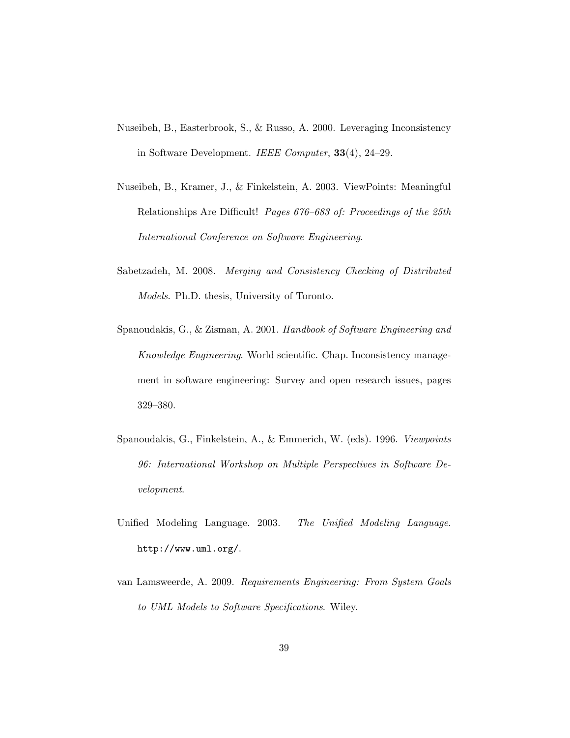Nuseibeh, B., Easterbrook, S., & Russo, A. 2000. Leveraging Inconsistency in Software Development. *IEEE Computer*, **33**(4), 24–29.

Nuseibeh, B., Kramer, J., & Finkelstein, A. 2003. ViewPoints: Meaningful Relationships Are Difficult! *Pages 676–683 of: Proceedings of the 25th International Conference on Software Engineering*.

Sabetzadeh, M. 2008. *Merging and Consistency Checking of Distributed Models*. Ph.D. thesis, University of Toronto.

Spanoudakis, G., & Zisman, A. 2001. *Handbook of Software Engineering and Knowledge Engineering*. World scientific. Chap. Inconsistency management in software engineering: Survey and open research issues, pages 329–380.

Spanoudakis, G., Finkelstein, A., & Emmerich, W. (eds). 1996. *Viewpoints 96: International Workshop on Multiple Perspectives in Software Development*.

Unified Modeling Language. 2003. *The Unified Modeling Language*. `http://www.uml.org/`.

van Lamsweerde, A. 2009. *Requirements Engineering: From System Goals to UML Models to Software Specifications*. Wiley.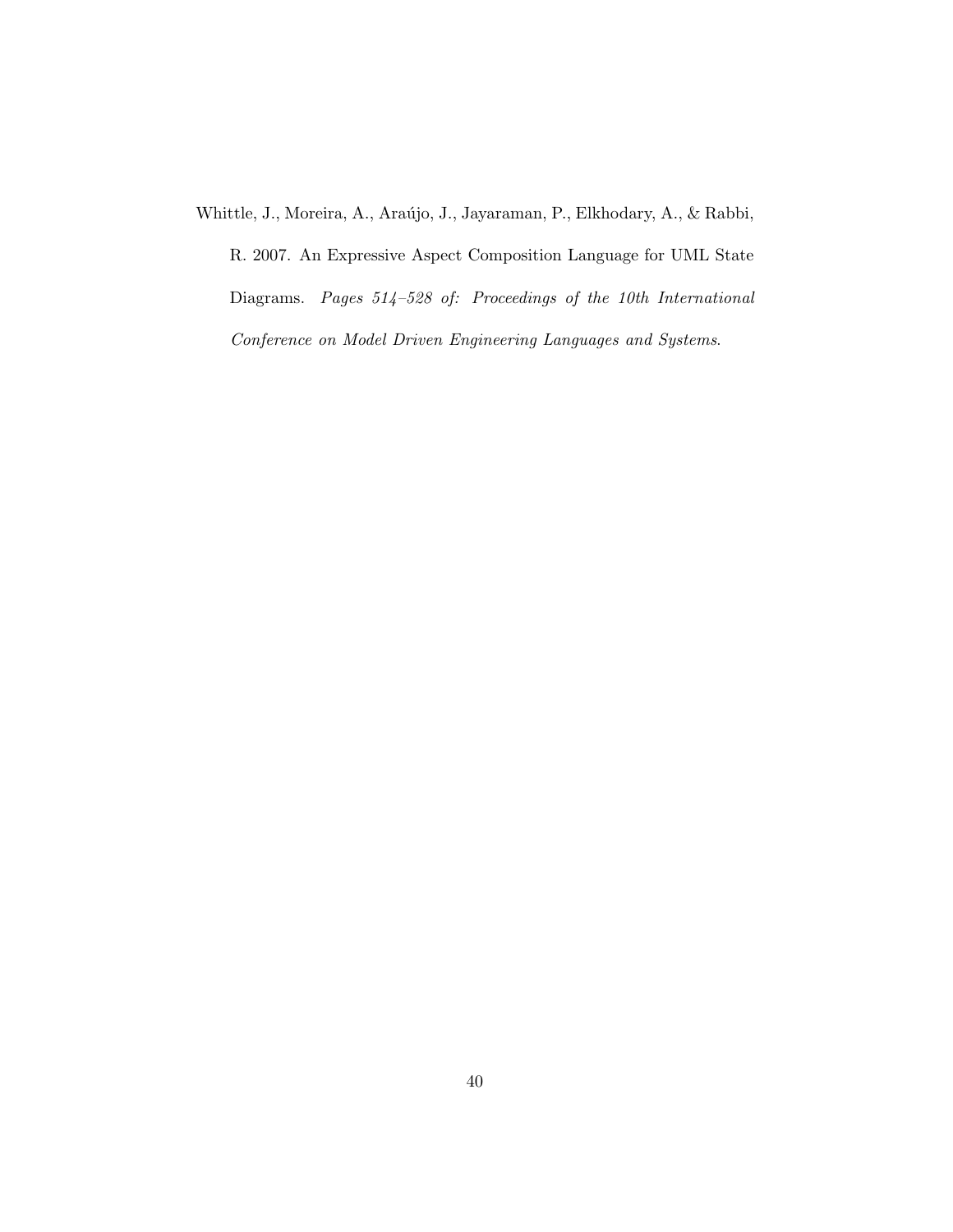Whittle, J., Moreira, A., Araújo, J., Jayaraman, P., Elkhodary, A., & Rabbi, R. 2007. An Expressive Aspect Composition Language for UML State Diagrams. *Pages 514–528 of: Proceedings of the 10th International Conference on Model Driven Engineering Languages and Systems*.